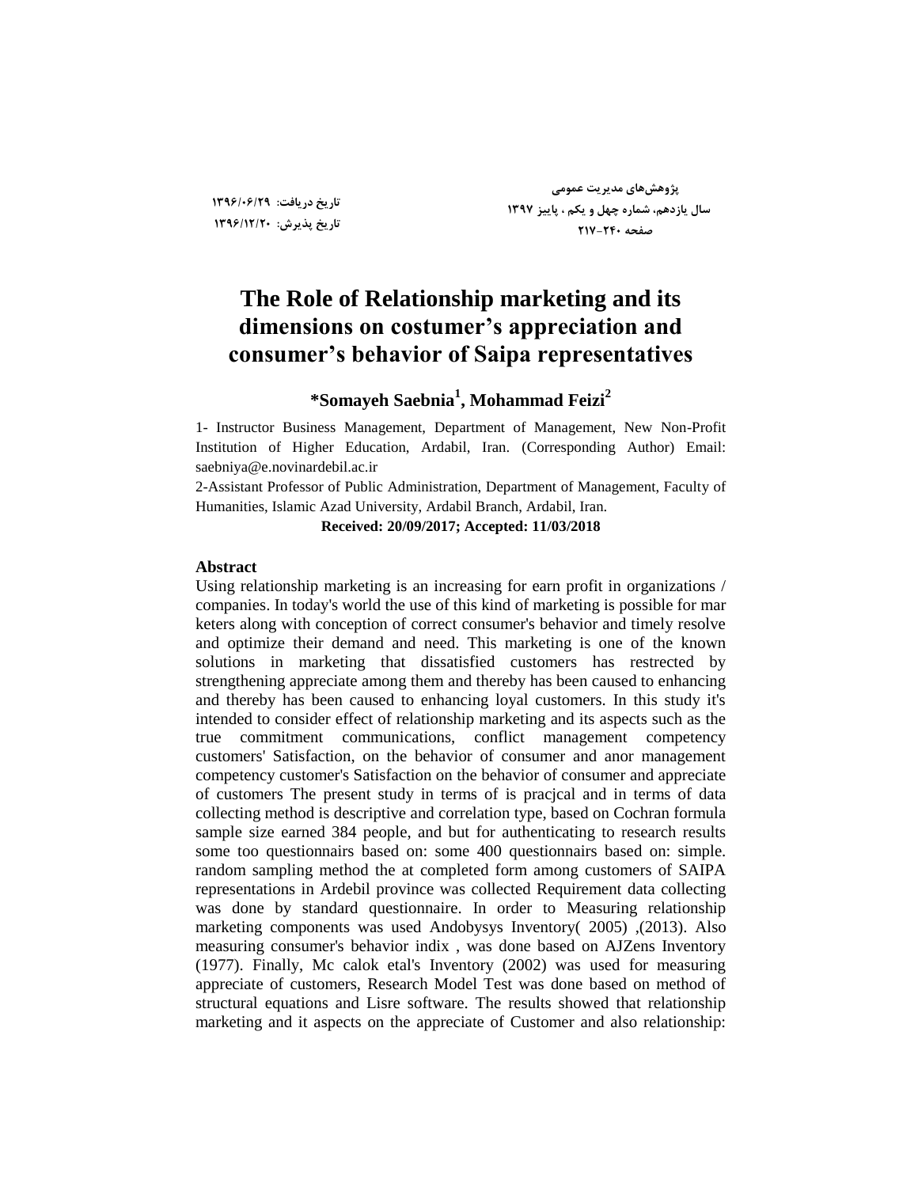# The Role of Relationship marketing and its dimensions on costumer's appreciation and consumer's behavior of Saipa representatives

**\*Somayeh Saebnia[1], Mohammad Feizi[2]**

1- Instructor Business Management, Department of Management, New Non-Profit Institution of Higher Education, Ardabil, Iran. (Corresponding Author) Email: saebniya@e.novinardebil.ac.ir

2-Assistant Professor of Public Administration, Department of Management, Faculty of Humanities, Islamic Azad University, Ardabil Branch, Ardabil, Iran.

**Received: 20/09/2017; Accepted: 11/03/2018**

### Abstract

Using relationship marketing is an increasing for earn profit in organizations / companies. In today's world the use of this kind of marketing is possible for mar keters along with conception of correct consumer's behavior and timely resolve and optimize their demand and need. This marketing is one of the known solutions in marketing that dissatisfied customers has restrected by strengthening appreciate among them and thereby has been caused to enhancing and thereby has been caused to enhancing loyal customers. In this study it's intended to consider effect of relationship marketing and its aspects such as the true commitment communications, conflict management competency customers' Satisfaction, on the behavior of consumer and anor management competency customer's Satisfaction on the behavior of consumer and appreciate of customers The present study in terms of is pracjcal and in terms of data collecting method is descriptive and correlation type, based on Cochran formula sample size earned 384 people, and but for authenticating to research results some too questionnairs based on: some 400 questionnairs based on: simple. random sampling method the at completed form among customers of SAIPA representations in Ardebil province was collected Requirement data collecting was done by standard questionnaire. In order to Measuring relationship marketing components was used Andobysys Inventory( 2005) ,(2013). Also measuring consumer's behavior indix , was done based on AJZens Inventory (1977). Finally, Mc calok etal's Inventory (2002) was used for measuring appreciate of customers, Research Model Test was done based on method of structural equations and Lisre software. The results showed that relationship marketing and it aspects on the appreciate of Customer and also relationship: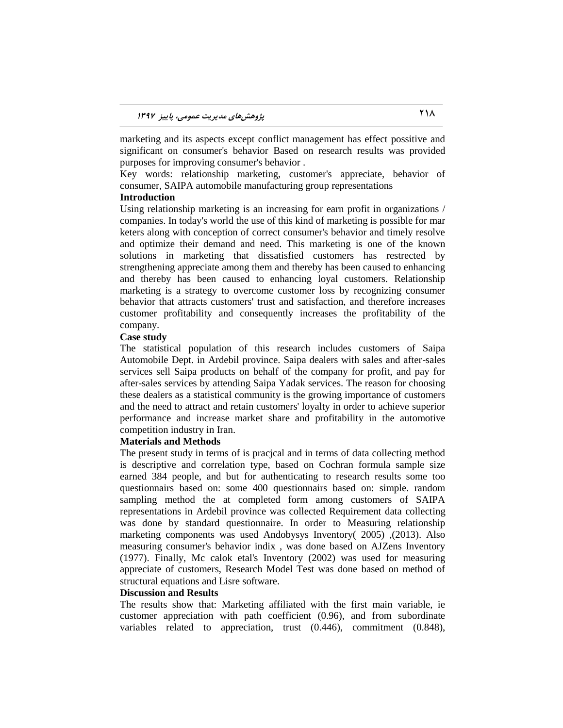marketing and its aspects except conflict management has effect possitive and significant on consumer's behavior Based on research results was provided purposes for improving consumer's behavior .

Key words: relationship marketing, customer's appreciate, behavior of consumer, SAIPA automobile manufacturing group representations

**Introduction**

Using relationship marketing is an increasing for earn profit in organizations / companies. In today's world the use of this kind of marketing is possible for mar keters along with conception of correct consumer's behavior and timely resolve and optimize their demand and need. This marketing is one of the known solutions in marketing that dissatisfied customers has restrected by strengthening appreciate among them and thereby has been caused to enhancing and thereby has been caused to enhancing loyal customers. Relationship marketing is a strategy to overcome customer loss by recognizing consumer behavior that attracts customers' trust and satisfaction, and therefore increases customer profitability and consequently increases the profitability of the company.

**Case study**

The statistical population of this research includes customers of Saipa Automobile Dept. in Ardebil province. Saipa dealers with sales and after-sales services sell Saipa products on behalf of the company for profit, and pay for after-sales services by attending Saipa Yadak services. The reason for choosing these dealers as a statistical community is the growing importance of customers and the need to attract and retain customers' loyalty in order to achieve superior performance and increase market share and profitability in the automotive competition industry in Iran.

**Materials and Methods**

The present study in terms of is pracjcal and in terms of data collecting method is descriptive and correlation type, based on Cochran formula sample size earned 384 people, and but for authenticating to research results some too questionnairs based on: some 400 questionnairs based on: simple. random sampling method the at completed form among customers of SAIPA representations in Ardebil province was collected Requirement data collecting was done by standard questionnaire. In order to Measuring relationship marketing components was used Andobysys Inventory( 2005) ,(2013). Also measuring consumer's behavior indix , was done based on AJZens Inventory (1977). Finally, Mc calok etal's Inventory (2002) was used for measuring appreciate of customers, Research Model Test was done based on method of structural equations and Lisre software.

**Discussion and Results**

The results show that: Marketing affiliated with the first main variable, ie customer appreciation with path coefficient (0.96), and from subordinate variables related to appreciation, trust (0.446), commitment (0.848),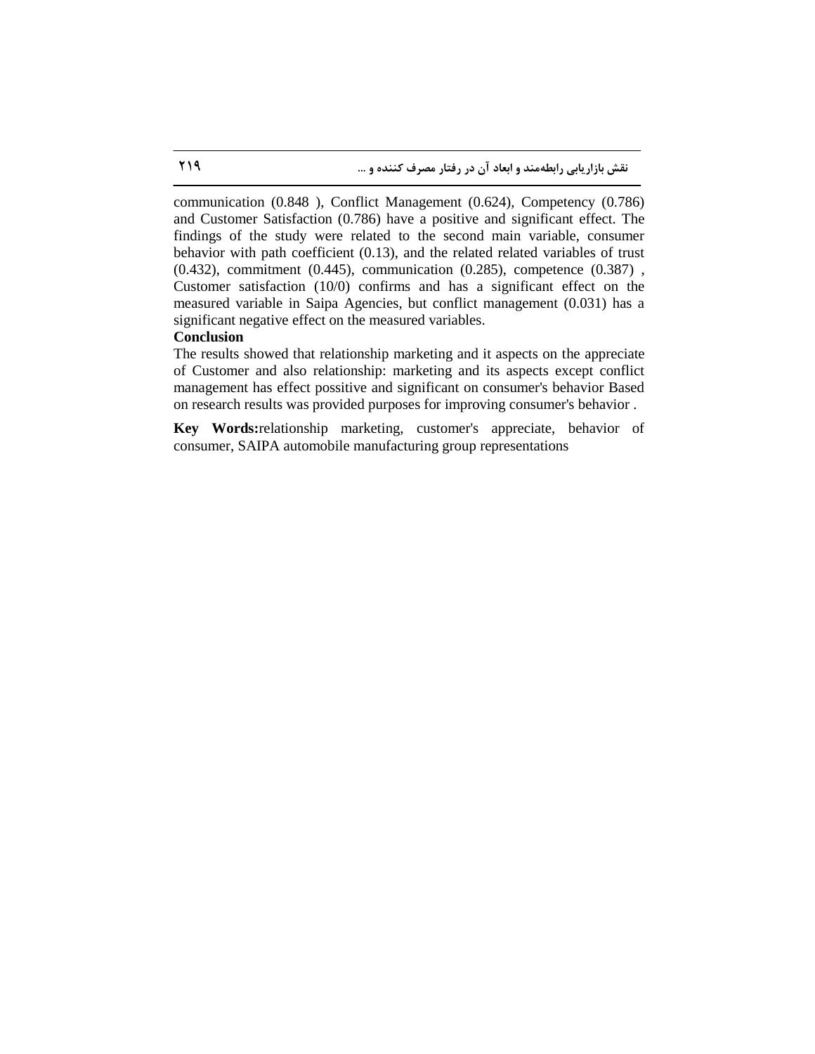communication (0.848 ), Conflict Management (0.624), Competency (0.786) and Customer Satisfaction (0.786) have a positive and significant effect. The findings of the study were related to the second main variable, consumer behavior with path coefficient (0.13), and the related related variables of trust (0.432), commitment (0.445), communication (0.285), competence (0.387) , Customer satisfaction (10/0) confirms and has a significant effect on the measured variable in Saipa Agencies, but conflict management (0.031) has a significant negative effect on the measured variables.

**Conclusion**

The results showed that relationship marketing and it aspects on the appreciate of Customer and also relationship: marketing and its aspects except conflict management has effect possitive and significant on consumer's behavior Based on research results was provided purposes for improving consumer's behavior .

**Key Words:**relationship marketing, customer's appreciate, behavior of consumer, SAIPA automobile manufacturing group representations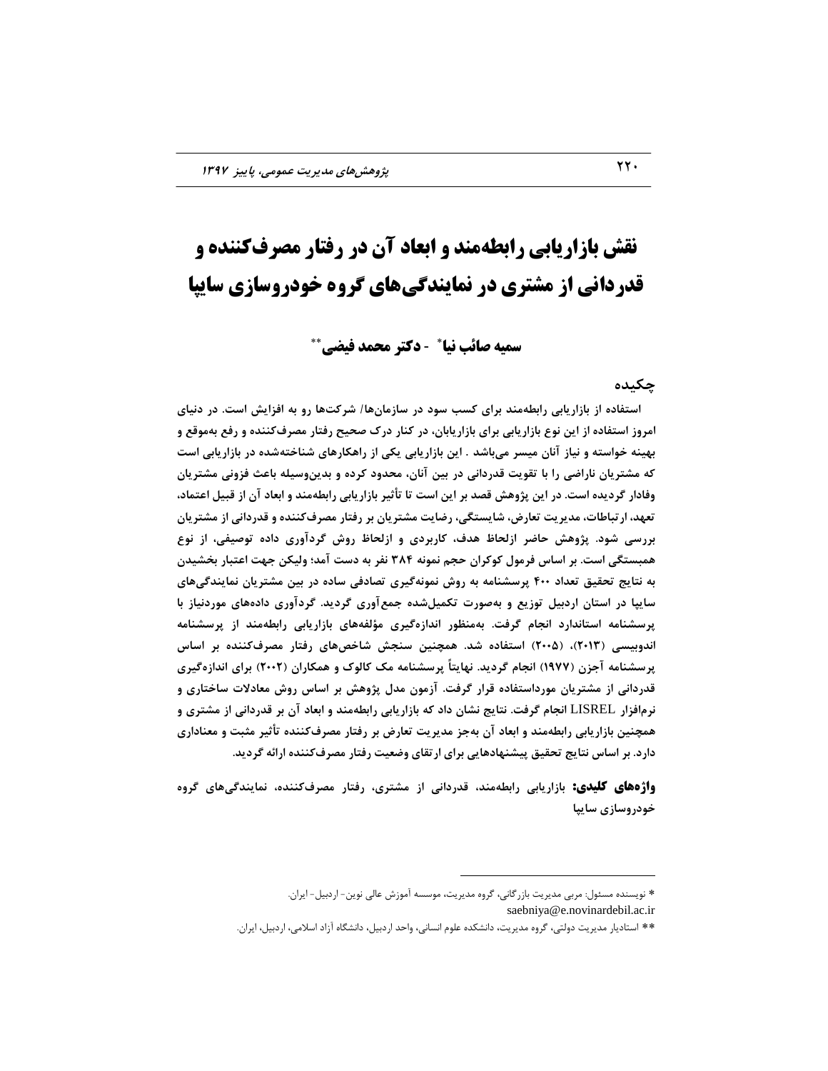# نقش بازاریابی رابطه‌مند و ابعاد آن در رفتار مصرف‌کننده و قدردانی از مشتری در نمایندگی‌های گروه خودروسازی سایپا

**سمیه صائب نیا*  - دکتر محمد فیضی****

## چکیده

استفاده از بازاریابی رابطه‌مند برای کسب سود در سازمان‌ها/ شرکت‌ها رو به افزایش است. در دنیای امروز استفاده از این نوع بازاریابی برای بازاریابان، در کنار درک صحیح رفتار مصرف‌کننده و رفع به‌موقع و بهینه خواسته و نیاز آنان میسر می‌باشد . این بازاریابی یکی از راهکارهای شناخته‌شده در بازاریابی است که مشتریان ناراضی را با تقویت قدردانی در بین آنان، محدود کرده و بدین‌وسیله باعث فزونی مشتریان وفادار گردیده است. در این پژوهش قصد بر این است تا تأثیر بازاریابی رابطه‌مند و ابعاد آن از قبیل اعتماد، تعهد، ارتباطات، مدیریت تعارض، شایستگی، رضایت مشتریان بر رفتار مصرف‌کننده و قدردانی از مشتریان بررسی شود. پژوهش حاضر ازلحاظ هدف، کاربردی و ازلحاظ روش گردآوری داده توصیفی، از نوع همبستگی است. بر اساس فرمول کوکران حجم نمونه ۳۸۴ نفر به دست آمد؛ ولیکن جهت اعتبار بخشیدن به نتایج تحقیق تعداد ۴۰۰ پرسشنامه به روش نمونه‌گیری تصادفی ساده در بین مشتریان نمایندگی‌های سایپا در استان اردبیل توزیع و به‌صورت تکمیل‌شده جمع‌آوری گردید. گردآوری داده‌های موردنیاز با پرسشنامه استاندارد انجام گرفت. به‌منظور اندازه‌گیری مؤلفه‌های بازاریابی رابطه‌مند از پرسشنامه اندوبیسی (۲۰۱۳)، (۲۰۰۵) استفاده شد. همچنین سنجش شاخص‌های رفتار مصرف‌کننده بر اساس پرسشنامه آجزن (۱۹۷۷) انجام گردید. نهایتاً پرسشنامه مک کالوک و همکاران (۲۰۰۲) برای اندازه‌گیری قدردانی از مشتریان مورداستفاده قرار گرفت. آزمون مدل پژوهش بر اساس روش معادلات ساختاری و نرم‌افزار LISREL انجام گرفت. نتایج نشان داد که بازاریابی رابطه‌مند و ابعاد آن بر قدردانی از مشتری و همچنین بازاریابی رابطه‌مند و ابعاد آن به‌جز مدیریت تعارض بر رفتار مصرف‌کننده تأثیر مثبت و معناداری دارد. بر اساس نتایج تحقیق پیشنهادهایی برای ارتقای وضعیت رفتار مصرف‌کننده ارائه گردید.

**واژه‌های کلیدی:** بازاریابی رابطه‌مند، قدردانی از مشتری، رفتار مصرف‌کننده، نمایندگی‌های گروه خودروسازی سایپا

---

* نویسنده مسئول: مربی مدیریت بازرگانی، گروه مدیریت، موسسه آموزش عالی نوین- اردبیل- ایران.
saebniya@e.novinardebil.ac.ir

** استادیار مدیریت دولتی، گروه مدیریت، دانشکده علوم انسانی، واحد اردبیل، دانشگاه آزاد اسلامی، اردبیل، ایران.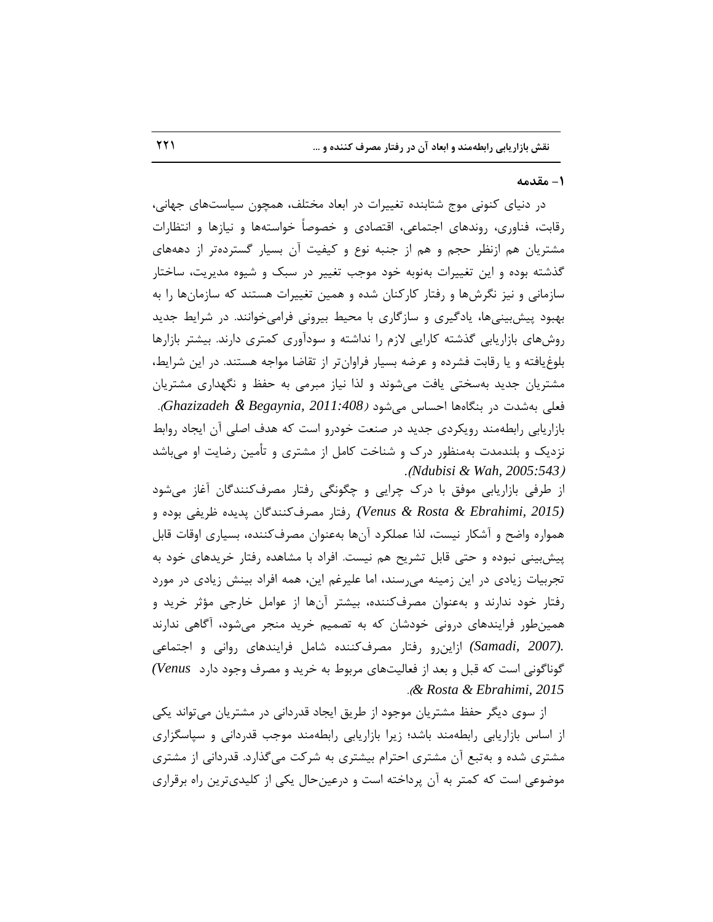## ۱- مقدمه

در دنیای کنونی موج شتابنده تغییرات در ابعاد مختلف، همچون سیاست‌های جهانی، رقابت، فناوری، روندهای اجتماعی، اقتصادی و خصوصاً خواسته‌ها و نیازها و انتظارات مشتریان هم ازنظر حجم و هم از جنبه نوع و کیفیت آن بسیار گسترده‌تر از دهه‌های گذشته بوده و این تغییرات به‌نوبه خود موجب تغییر در سبک و شیوه مدیریت، ساختار سازمانی و نیز نگرش‌ها و رفتار کارکنان شده و همین تغییرات هستند که سازمان‌ها را به بهبود پیش‌بینی‌ها، یادگیری و سازگاری با محیط بیرونی فرامی‌خوانند. در شرایط جدید روش‌های بازاریابی گذشته کارایی لازم را نداشته و سودآوری کمتری دارند. بیشتر بازارها بلوغ‌یافته و یا رقابت فشرده و عرضه بسیار فراوان‌تر از تقاضا مواجه هستند. در این شرایط، مشتریان جدید به‌سختی یافت می‌شوند و لذا نیاز مبرمی به حفظ و نگهداری مشتریان فعلی به‌شدت در بنگاه‌ها احساس می‌شود *(Ghazizadeh & Begaynia, 2011:408)*. بازاریابی رابطه‌مند رویکردی جدید در صنعت خودرو است که هدف اصلی آن ایجاد روابط نزدیک و بلندمدت به‌منظور درک و شناخت کامل از مشتری و تأمین رضایت او می‌باشد *(Ndubisi & Wah, 2005:543)*.

از طرفی بازاریابی موفق با درک چرایی و چگونگی رفتار مصرف‌کنندگان آغاز می‌شود *(Venus & Rosta & Ebrahimi, 2015)*. رفتار مصرف‌کنندگان پدیده ظریفی بوده و همواره واضح و آشکار نیست، لذا عملکرد آن‌ها به‌عنوان مصرف‌کننده، بسیاری اوقات قابل پیش‌بینی نبوده و حتی قابل تشریح هم نیست. افراد با مشاهده رفتار خریدهای خود به تجربیات زیادی در این زمینه می‌رسند، اما علیرغم این، همه افراد بینش زیادی در مورد رفتار خود ندارند و به‌عنوان مصرف‌کننده، بیشتر آن‌ها از عوامل خارجی مؤثر خرید و همین‌طور فرایندهای درونی خودشان که به تصمیم خرید منجر می‌شود، آگاهی ندارند *(Samadi, 2007)*. ازاین‌رو رفتار مصرف‌کننده شامل فرایندهای روانی و اجتماعی گوناگونی است که قبل و بعد از فعالیت‌های مربوط به خرید و مصرف وجود دارد *(Venus & Rosta & Ebrahimi, 2015)*.

از سوی دیگر حفظ مشتریان موجود از طریق ایجاد قدردانی در مشتریان می‌تواند یکی از اساس بازاریابی رابطه‌مند باشد؛ زیرا بازاریابی رابطه‌مند موجب قدردانی و سپاسگزاری مشتری شده و به‌تبع آن مشتری احترام بیشتری به شرکت می‌گذارد. قدردانی از مشتری موضوعی است که کمتر به آن پرداخته است و درعین‌حال یکی از کلیدی‌ترین راه برقراری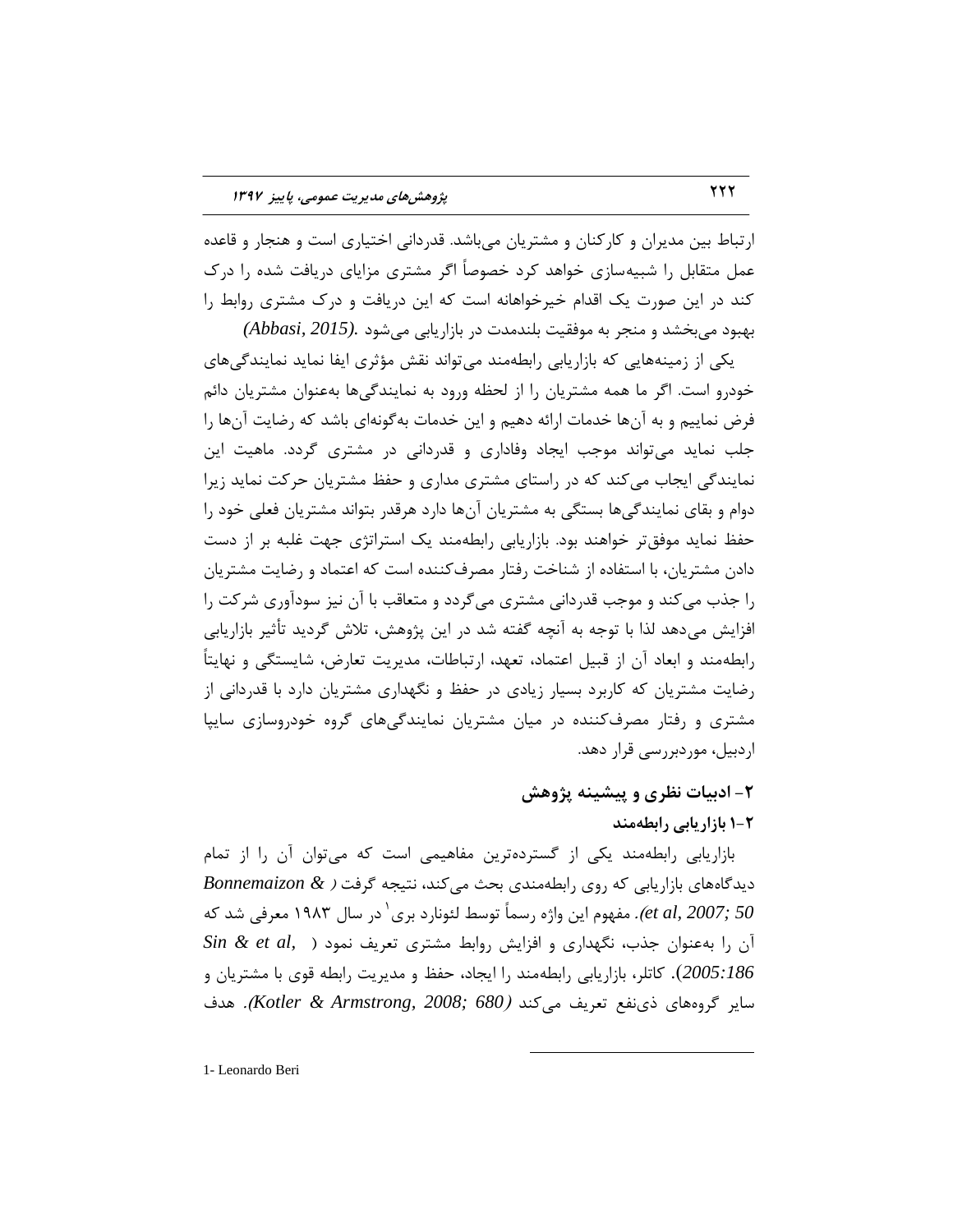ارتباط بین مدیران و کارکنان و مشتریان می‌باشد. قدردانی اختیاری است و هنجار و قاعده عمل متقابل را شبیه‌سازی خواهد کرد خصوصاً اگر مشتری مزایای دریافت شده را درک کند در این صورت یک اقدام خیرخواهانه است که این دریافت و درک مشتری روابط را بهبود می‌بخشد و منجر به موفقیت بلندمدت در بازاریابی می‌شود *(Abbasi, 2015).*

یکی از زمینه‌هایی که بازاریابی رابطه‌مند می‌تواند نقش مؤثری ایفا نماید نمایندگی‌های خودرو است. اگر ما همه مشتریان را از لحظه ورود به نمایندگی‌ها به‌عنوان مشتریان دائم فرض نماییم و به آن‌ها خدمات ارائه دهیم و این خدمات به‌گونه‌ای باشد که رضایت آن‌ها را جلب نماید می‌تواند موجب ایجاد وفاداری و قدردانی در مشتری گردد. ماهیت این نمایندگی ایجاب می‌کند که در راستای مشتری مداری و حفظ مشتریان حرکت نماید زیرا دوام و بقای نمایندگی‌ها بستگی به مشتریان آن‌ها دارد هرقدر بتواند مشتریان فعلی خود را حفظ نماید موفق‌تر خواهند بود. بازاریابی رابطه‌مند یک استراتژی جهت غلبه بر از دست دادن مشتریان، با استفاده از شناخت رفتار مصرف‌کننده است که اعتماد و رضایت مشتریان را جذب می‌کند و موجب قدردانی مشتری می‌گردد و متعاقب با آن نیز سودآوری شرکت را افزایش می‌دهد لذا با توجه به آنچه گفته شد در این پژوهش، تلاش گردید تأثیر بازاریابی رابطه‌مند و ابعاد آن از قبیل اعتماد، تعهد، ارتباطات، مدیریت تعارض، شایستگی و نهایتاً رضایت مشتریان که کاربرد بسیار زیادی در حفظ و نگهداری مشتریان دارد با قدردانی از مشتری و رفتار مصرف‌کننده در میان مشتریان نمایندگی‌های گروه خودروسازی سایپا اردبیل، موردبررسی قرار دهد.

## ۲- ادبیات نظری و پیشینه پژوهش

### ۲-۱ بازاریابی رابطه‌مند

بازاریابی رابطه‌مند یکی از گسترده‌ترین مفاهیمی است که می‌توان آن را از تمام دیدگاه‌های بازاریابی که روی رابطه‌مندی بحث می‌کند، نتیجه گرفت *(Bonnemaizon & et al, 2007; 50)*. مفهوم این واژه رسماً توسط لئونارد بری[1] در سال ۱۹۸۳ معرفی شد که آن را به‌عنوان جذب، نگهداری و افزایش روابط مشتری تعریف نمود *(Sin & et al, 2005:186)*. کاتلر، بازاریابی رابطه‌مند را ایجاد، حفظ و مدیریت رابطه قوی با مشتریان و سایر گروه‌های ذی‌نفع تعریف می‌کند *(Kotler & Armstrong, 2008; 680)*. هدف

---

1- Leonardo Beri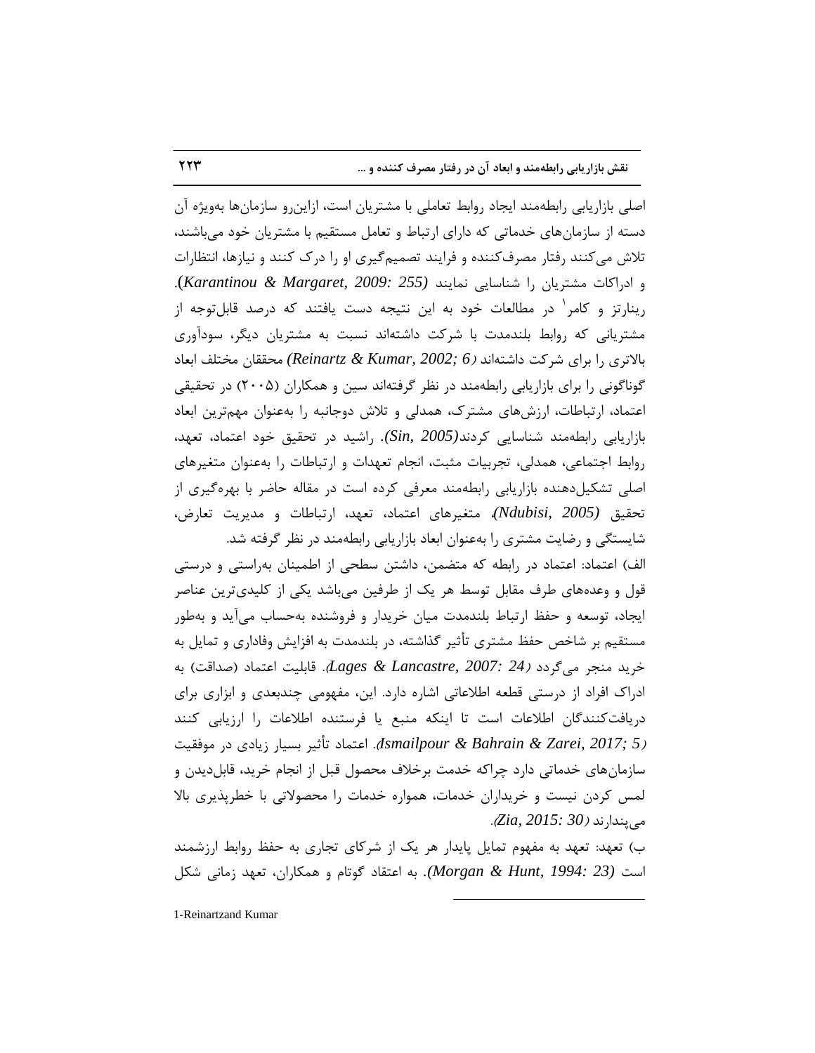اصلی بازاریابی رابطه‌مند ایجاد روابط تعاملی با مشتریان است، ازاین‌رو سازمان‌ها به‌ویژه آن دسته از سازمان‌های خدماتی که دارای ارتباط و تعامل مستقیم با مشتریان خود می‌باشند، تلاش می‌کنند رفتار مصرف‌کننده و فرایند تصمیم‌گیری او را درک کنند و نیازها، انتظارات و ادراکات مشتریان را شناسایی نمایند *(Karantinou & Margaret, 2009: 255)*. رینارتز و کامر[1] در مطالعات خود به این نتیجه دست یافتند که درصد قابل‌توجه از مشتریانی که روابط بلندمدت با شرکت داشته‌اند نسبت به مشتریان دیگر، سودآوری بالاتری را برای شرکت داشته‌اند *(Reinartz & Kumar, 2002; 6)* محققان مختلف ابعاد گوناگونی را برای بازاریابی رابطه‌مند در نظر گرفته‌اند سین و همکاران (۲۰۰۵) در تحقیقی اعتماد، ارتباطات، ارزش‌های مشترک، همدلی و تلاش دوجانبه را به‌عنوان مهم‌ترین ابعاد بازاریابی رابطه‌مند شناسایی کردند*(Sin, 2005)*. راشید در تحقیق خود اعتماد، تعهد، روابط اجتماعی، همدلی، تجربیات مثبت، انجام تعهدات و ارتباطات را به‌عنوان متغیرهای اصلی تشکیل‌دهنده بازاریابی رابطه‌مند معرفی کرده است در مقاله حاضر با بهره‌گیری از تحقیق *(Ndubisi, 2005)*، متغیرهای اعتماد، تعهد، ارتباطات و مدیریت تعارض، شایستگی و رضایت مشتری را به‌عنوان ابعاد بازاریابی رابطه‌مند در نظر گرفته شد.

الف) اعتماد: اعتماد در رابطه که متضمن، داشتن سطحی از اطمینان به‌راستی و درستی قول و وعده‌های طرف مقابل توسط هر یک از طرفین می‌باشد یکی از کلیدی‌ترین عناصر ایجاد، توسعه و حفظ ارتباط بلندمدت میان خریدار و فروشنده به‌حساب می‌آید و به‌طور مستقیم بر شاخص حفظ مشتری تأثیر گذاشته، در بلندمدت به افزایش وفاداری و تمایل به خرید منجر می‌گردد *(Lages & Lancastre, 2007: 24)*. قابلیت اعتماد (صداقت) به ادراک افراد از درستی قطعه اطلاعاتی اشاره دارد. این، مفهومی چندبعدی و ابزاری برای دریافت‌کنندگان اطلاعات است تا اینکه منبع یا فرستنده اطلاعات را ارزیابی کنند *(Ismailpour & Bahrain & Zarei, 2017; 5)*. اعتماد تأثیر بسیار زیادی در موفقیت سازمان‌های خدماتی دارد چراکه خدمت برخلاف محصول قبل از انجام خرید، قابل‌دیدن و لمس کردن نیست و خریداران خدمات، همواره خدمات را محصولاتی با خطرپذیری بالا می‌پندارند *(Zia, 2015: 30)*.

ب) تعهد: تعهد به مفهوم تمایل پایدار هر یک از شرکای تجاری به حفظ روابط ارزشمند است *(Morgan & Hunt, 1994: 23)*. به اعتقاد گوتام و همکاران، تعهد زمانی شکل

---

1-Reinartzand Kumar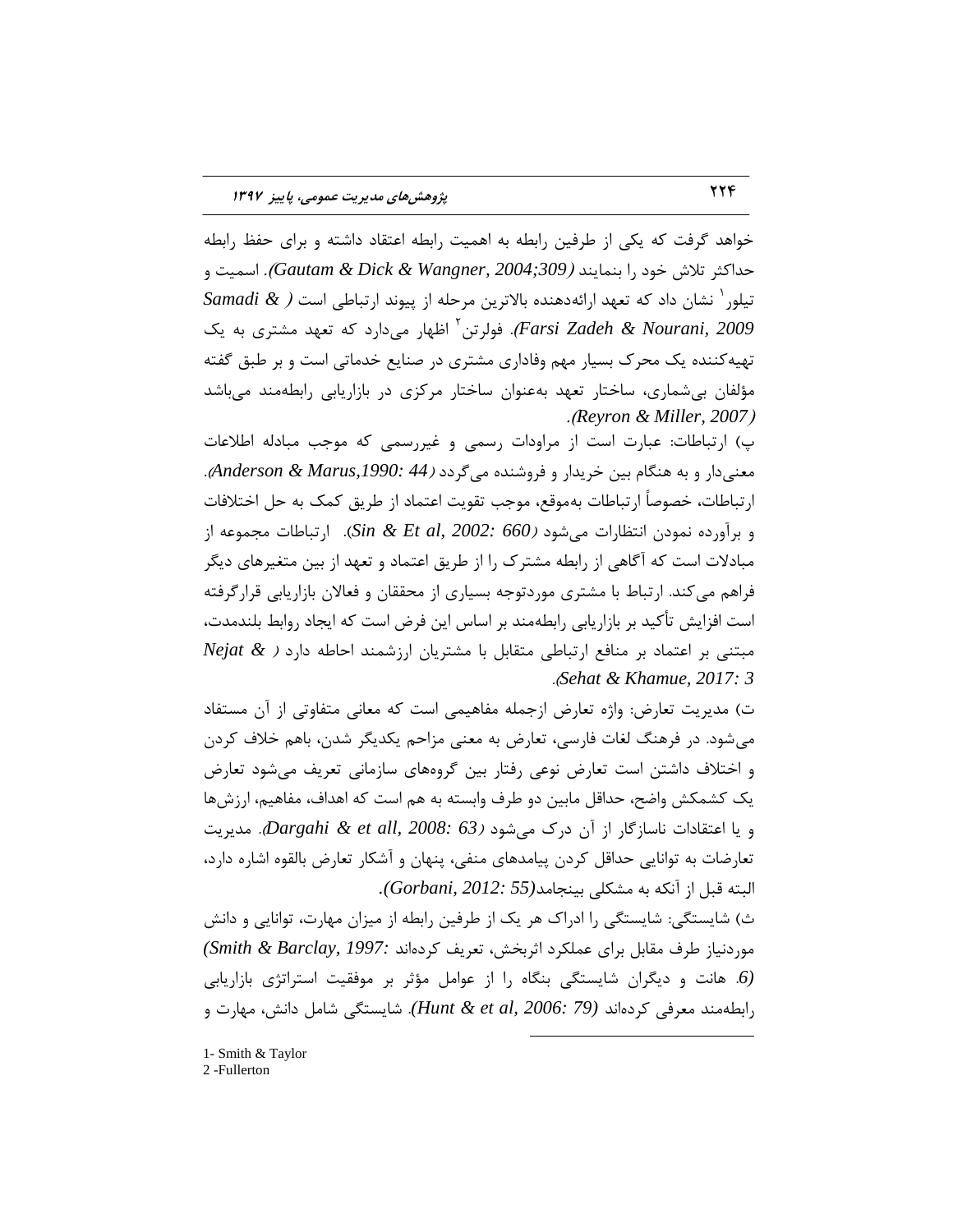خواهد گرفت که یکی از طرفین رابطه به اهمیت رابطه اعتقاد داشته و برای حفظ رابطه حداکثر تلاش خود را بنمایند *(Gautam & Dick & Wangner, 2004;309)*. اسمیت و تیلور[1] نشان داد که تعهد ارائه‌دهنده بالاترین مرحله از پیوند ارتباطی است *( Samadi & Farsi Zadeh & Nourani, 2009)*. فولرتن[2] اظهار می‌دارد که تعهد مشتری به یک تهیه‌کننده یک محرک بسیار مهم وفاداری مشتری در صنایع خدماتی است و بر طبق گفته مؤلفان بی‌شماری، ساختار تعهد به‌عنوان ساختار مرکزی در بازاریابی رابطه‌مند می‌باشد *(Reyron & Miller, 2007)*.

پ) ارتباطات: عبارت است از مراودات رسمی و غیررسمی که موجب مبادله اطلاعات معنی‌دار و به هنگام بین خریدار و فروشنده می‌گردد *(Anderson & Marus,1990: 44)*. ارتباطات، خصوصاً ارتباطات به‌موقع، موجب تقویت اعتماد از طریق کمک به حل اختلافات و برآورده نمودن انتظارات می‌شود *(Sin & Et al, 2002: 660)*. ارتباطات مجموعه از مبادلات است که آگاهی از رابطه مشترک را از طریق اعتماد و تعهد از بین متغیرهای دیگر فراهم می‌کند. ارتباط با مشتری موردتوجه بسیاری از محققان و فعالان بازاریابی قرارگرفته است افزایش تأکید بر بازاریابی رابطه‌مند بر اساس این فرض است که ایجاد روابط بلندمدت، مبتنی بر اعتماد بر منافع ارتباطی متقابل با مشتریان ارزشمند احاطه دارد *( Nejat & Sehat & Khamue, 2017: 3)*.

ت) مدیریت تعارض: واژه تعارض ازجمله مفاهیمی است که معانی متفاوتی از آن مستفاد می‌شود. در فرهنگ لغات فارسی، تعارض به معنی مزاحم یکدیگر شدن، باهم خلاف کردن و اختلاف داشتن است تعارض نوعی رفتار بین گروه‌های سازمانی تعریف می‌شود تعارض یک کشمکش واضح، حداقل مابین دو طرف وابسته به هم است که اهداف، مفاهیم، ارزش‌ها و یا اعتقادات ناسازگار از آن درک می‌شود *(Dargahi & et all, 2008: 63)*. مدیریت تعارضات به توانایی حداقل کردن پیامدهای منفی، پنهان و آشکار تعارض بالقوه اشاره دارد، البته قبل از آنکه به مشکلی بینجامد*(Gorbani, 2012: 55)*.

ث) شایستگی: شایستگی را ادراک هر یک از طرفین رابطه از میزان مهارت، توانایی و دانش موردنیاز طرف مقابل برای عملکرد اثربخش، تعریف کرده‌اند *(Smith & Barclay, 1997: 6)*. هانت و دیگران شایستگی بنگاه را از عوامل مؤثر بر موفقیت استراتژی بازاریابی رابطه‌مند معرفی کرده‌اند *(Hunt & et al, 2006: 79)*. شایستگی شامل دانش، مهارت و

---

1- Smith & Taylor

2 -Fullerton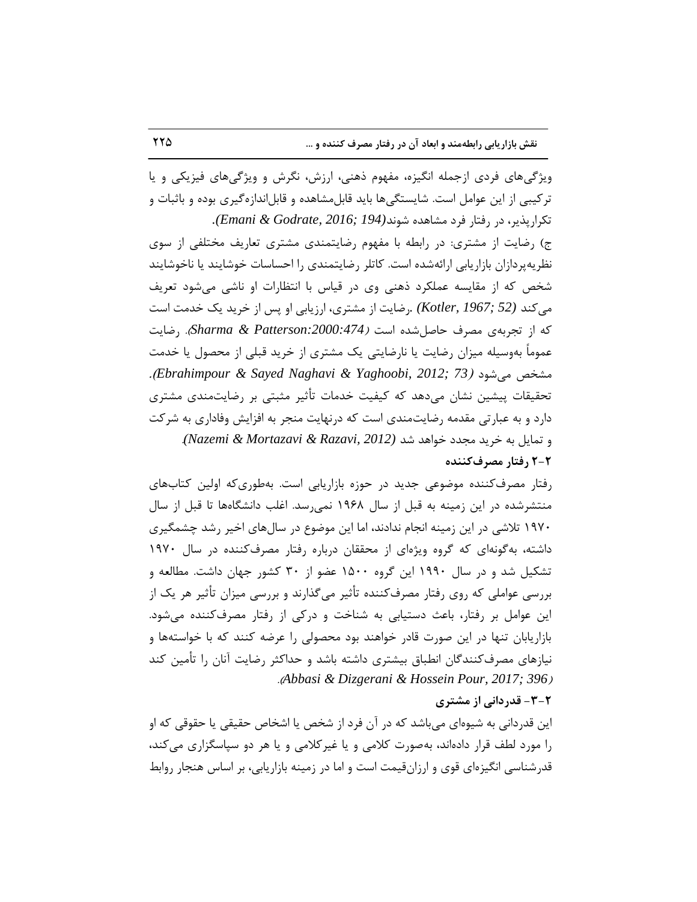ویژگی‌های فردی ازجمله انگیزه، مفهوم ذهنی، ارزش، نگرش و ویژگی‌های فیزیکی و یا ترکیبی از این عوامل است. شایستگی‌ها باید قابل‌مشاهده و قابل‌اندازه‌گیری بوده و باثبات و تکرارپذیر، در رفتار فرد مشاهده شوند*(Emani & Godrate, 2016; 194)*.

ج) رضایت از مشتری: در رابطه با مفهوم رضایتمندی مشتری تعاریف مختلفی از سوی نظریه‌پردازان بازاریابی ارائه‌شده است. کاتلر رضایتمندی را احساسات خوشایند یا ناخوشایند شخص که از مقایسه عملکرد ذهنی وی در قیاس با انتظارات او ناشی می‌شود تعریف می‌کند *(Kotler, 1967; 52)*. رضایت از مشتری، ارزیابی او پس از خرید یک خدمت است که از تجربه‌ی مصرف حاصل‌شده است *(Sharma & Patterson:2000:474)*. رضایت عموماً به‌وسیله میزان رضایت یا نارضایتی یک مشتری از خرید قبلی از محصول یا خدمت مشخص می‌شود *(Ebrahimpour & Sayed Naghavi & Yaghoobi, 2012; 73)*. تحقیقات پیشین نشان می‌دهد که کیفیت خدمات تأثیر مثبتی بر رضایت‌مندی مشتری دارد و به عبارتی مقدمه رضایت‌مندی است که درنهایت منجر به افزایش وفاداری به شرکت و تمایل به خرید مجدد خواهد شد *(Nazemi & Mortazavi & Razavi, 2012)*.

**۲-۲ رفتار مصرف‌کننده**

رفتار مصرف‌کننده موضوعی جدید در حوزه بازاریابی است. به‌طوری‌که اولین کتاب‌های منتشرشده در این زمینه به قبل از سال ۱۹۶۸ نمی‌رسد. اغلب دانشگاه‌ها تا قبل از سال ۱۹۷۰ تلاشی در این زمینه انجام ندادند، اما این موضوع در سال‌های اخیر رشد چشمگیری داشته، به‌گونه‌ای که گروه ویژه‌ای از محققان درباره رفتار مصرف‌کننده در سال ۱۹۷۰ تشکیل شد و در سال ۱۹۹۰ این گروه ۱۵۰۰ عضو از ۳۰ کشور جهان داشت. مطالعه و بررسی عواملی که روی رفتار مصرف‌کننده تأثیر می‌گذارند و بررسی میزان تأثیر هر یک از این عوامل بر رفتار، باعث دستیابی به شناخت و درکی از رفتار مصرف‌کننده می‌شود. بازاریابان تنها در این صورت قادر خواهند بود محصولی را عرضه کنند که با خواسته‌ها و نیازهای مصرف‌کنندگان انطباق بیشتری داشته باشد و حداکثر رضایت آنان را تأمین کند *(Abbasi & Dizgerani & Hossein Pour, 2017; 396)*.

**۲-۳- قدردانی از مشتری**

این قدردانی به شیوه‌ای می‌باشد که در آن فرد از شخص یا اشخاص حقیقی یا حقوقی که او را مورد لطف قرار داده‌اند، به‌صورت کلامی و یا غیرکلامی و یا هر دو سپاسگزاری می‌کند، قدرشناسی انگیزه‌ای قوی و ارزان‌قیمت است و اما در زمینه بازاریابی، بر اساس هنجار روابط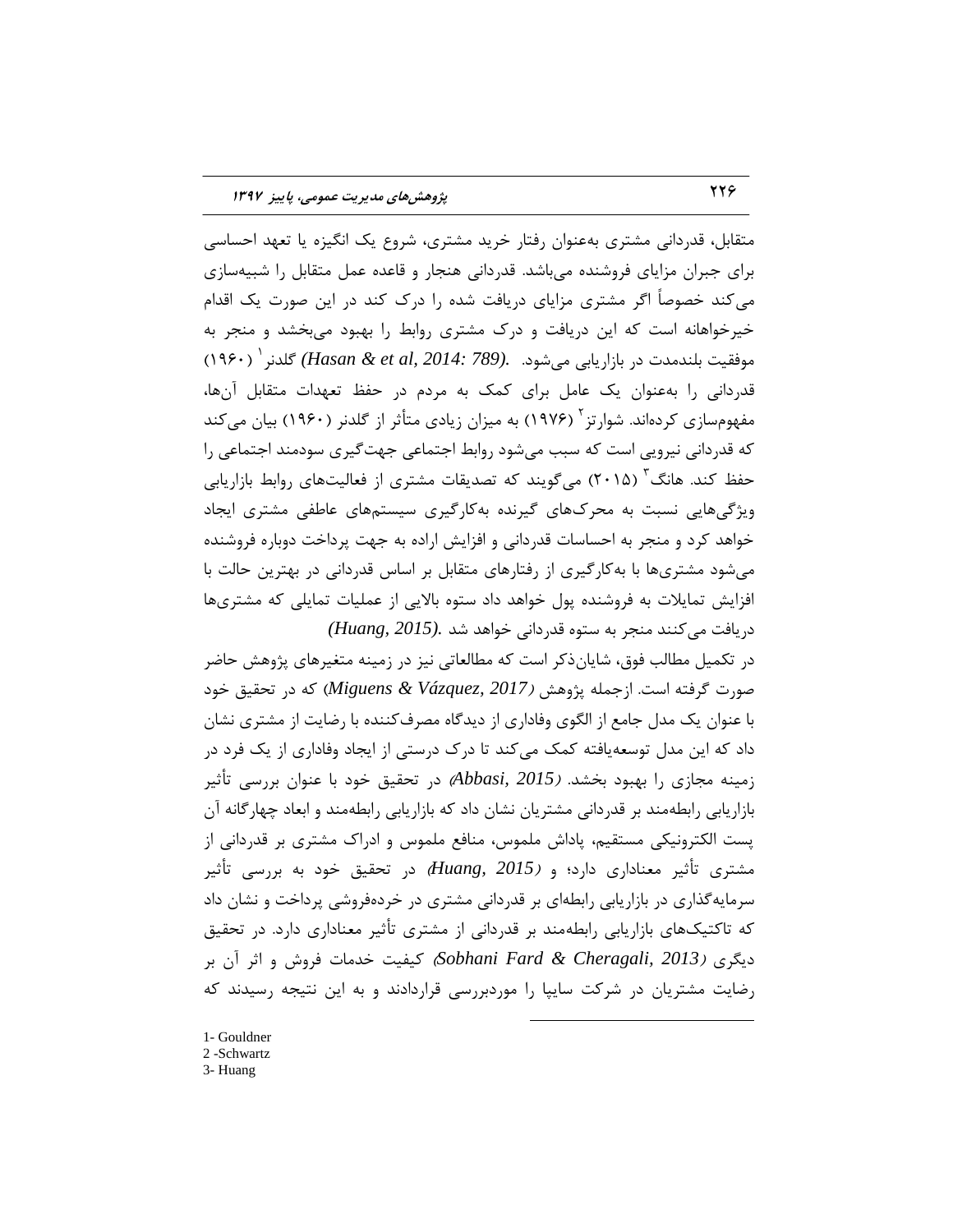متقابل، قدردانی مشتری به‌عنوان رفتار خرید مشتری، شروع یک انگیزه یا تعهد احساسی برای جبران مزایای فروشنده می‌باشد. قدردانی هنجار و قاعده عمل متقابل را شبیه‌سازی می‌کند خصوصاً اگر مشتری مزایای دریافت شده را درک کند در این صورت یک اقدام خیرخواهانه است که این دریافت و درک مشتری روابط را بهبود می‌بخشد و منجر به موفقیت بلندمدت در بازاریابی می‌شود. *(Hasan & et al, 2014: 789).* گلدنر[1] (۱۹۶۰) قدردانی را به‌عنوان یک عامل برای کمک به مردم در حفظ تعهدات متقابل آن‌ها، مفهوم‌سازی کرده‌اند. شوارتز[2] (۱۹۷۶) به میزان زیادی متأثر از گلدنر (۱۹۶۰) بیان می‌کند که قدردانی نیرویی است که سبب می‌شود روابط اجتماعی جهت‌گیری سودمند اجتماعی را حفظ کند. هانگ[3] (۲۰۱۵) می‌گویند که تصدیقات مشتری از فعالیت‌های روابط بازاریابی ویژگی‌هایی نسبت به محرک‌های گیرنده به‌کارگیری سیستم‌های عاطفی مشتری ایجاد خواهد کرد و منجر به احساسات قدردانی و افزایش اراده به جهت پرداخت دوباره فروشنده می‌شود مشتری‌ها با به‌کارگیری از رفتارهای متقابل بر اساس قدردانی در بهترین حالت با افزایش تمایلات به فروشنده پول خواهد داد ستوه بالایی از عملیات تمایلی که مشتری‌ها دریافت می‌کنند منجر به ستوه قدردانی خواهد شد *(Huang, 2015).*

در تکمیل مطالب فوق، شایان‌ذکر است که مطالعاتی نیز در زمینه متغیرهای پژوهش حاضر صورت گرفته است. ازجمله پژوهش *(Miguens & Vázquez, 2017)* که در تحقیق خود با عنوان یک مدل جامع از الگوی وفاداری از دیدگاه مصرف‌کننده با رضایت از مشتری نشان داد که این مدل توسعه‌یافته کمک می‌کند تا درک درستی از ایجاد وفاداری از یک فرد در زمینه مجازی را بهبود بخشد. *(Abbasi, 2015)* در تحقیق خود با عنوان بررسی تأثیر بازاریابی رابطه‌مند بر قدردانی مشتریان نشان داد که بازاریابی رابطه‌مند و ابعاد چهارگانه آن پست الکترونیکی مستقیم، پاداش ملموس، منافع ملموس و ادراک مشتری بر قدردانی از مشتری تأثیر معناداری دارد؛ و *(Huang, 2015)* در تحقیق خود به بررسی تأثیر سرمایه‌گذاری در بازاریابی رابطه‌ای بر قدردانی مشتری در خرده‌فروشی پرداخت و نشان داد که تاکتیک‌های بازاریابی رابطه‌مند بر قدردانی از مشتری تأثیر معناداری دارد. در تحقیق دیگری *(Sobhani Fard & Cheragali, 2013)* کیفیت خدمات فروش و اثر آن بر رضایت مشتریان در شرکت سایپا را موردبررسی قراردادند و به این نتیجه رسیدند که

---

1- Gouldner
2 -Schwartz
3- Huang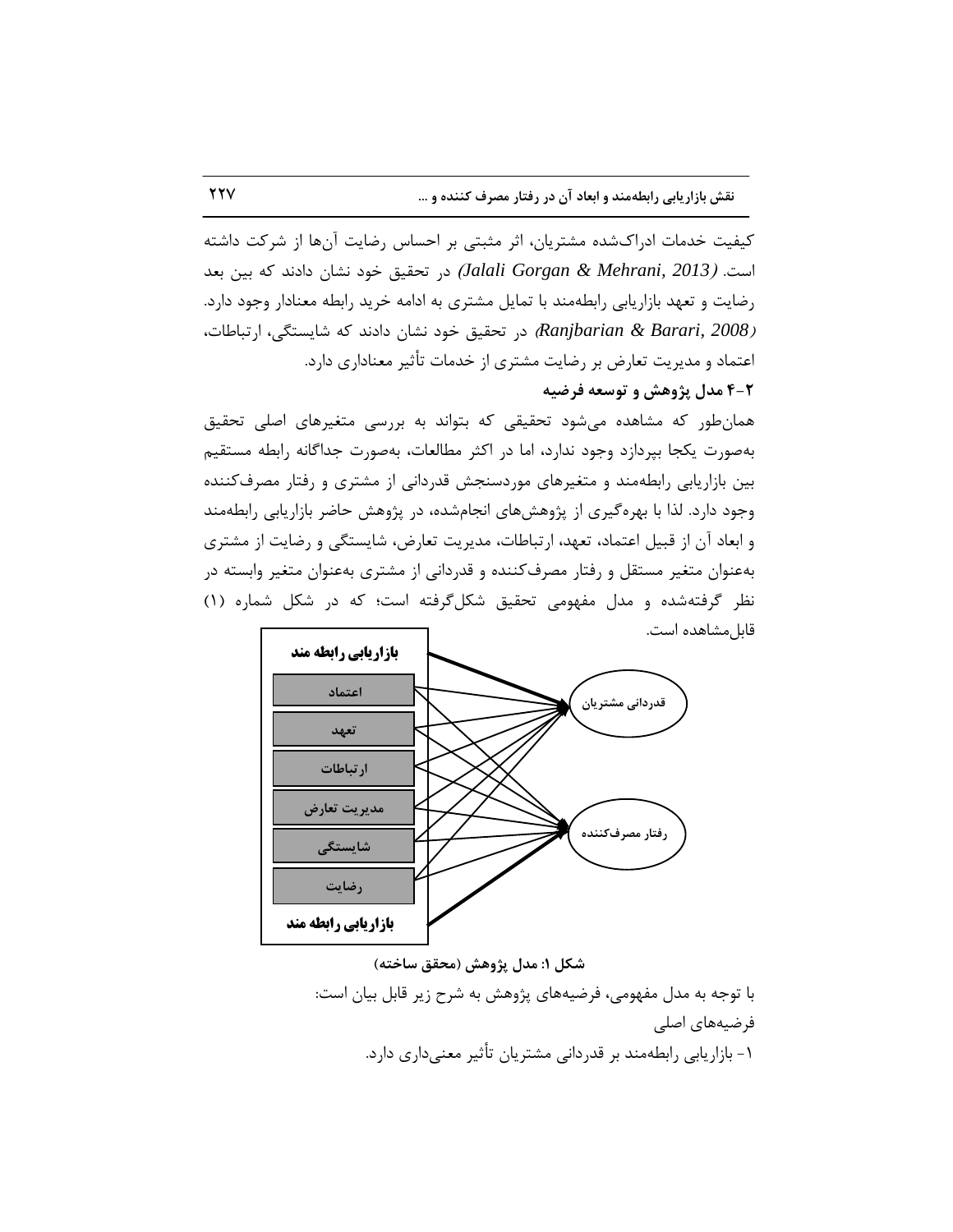کیفیت خدمات ادراک‌شده مشتریان، اثر مثبتی بر احساس رضایت آن‌ها از شرکت داشته است. *(Jalali Gorgan & Mehrani, 2013)* در تحقیق خود نشان دادند که بین بعد رضایت و تعهد بازاریابی رابطه‌مند با تمایل مشتری به ادامه خرید رابطه معنادار وجود دارد. *(Ranjbarian & Barari, 2008)* در تحقیق خود نشان دادند که شایستگی، ارتباطات، اعتماد و مدیریت تعارض بر رضایت مشتری از خدمات تأثیر معناداری دارد.

**۲-۴ مدل پژوهش و توسعه فرضیه**

همان‌طور که مشاهده می‌شود تحقیقی که بتواند به بررسی متغیرهای اصلی تحقیق به‌صورت یکجا بپردازد وجود ندارد، اما در اکثر مطالعات، به‌صورت جداگانه رابطه مستقیم بین بازاریابی رابطه‌مند و متغیرهای موردسنجش قدردانی از مشتری و رفتار مصرف‌کننده وجود دارد. لذا با بهره‌گیری از پژوهش‌های انجام‌شده، در پژوهش حاضر بازاریابی رابطه‌مند و ابعاد آن از قبیل اعتماد، تعهد، ارتباطات، مدیریت تعارض، شایستگی و رضایت از مشتری به‌عنوان متغیر مستقل و رفتار مصرف‌کننده و قدردانی از مشتری به‌عنوان متغیر وابسته در نظر گرفته‌شده و مدل مفهومی تحقیق شکل‌گرفته است؛ که در شکل شماره (۱) قابل‌مشاهده است.

بازاریابی رابطه مند
اعتماد
تعهد
ارتباطات
مدیریت تعارض
شایستگی
رضایت
بازاریابی رابطه مند
قدردانی مشتریان
رفتار مصرف‌کننده

**شکل ۱: مدل پژوهش (محقق ساخته)**

با توجه به مدل مفهومی، فرضیه‌های پژوهش به شرح زیر قابل بیان است:

فرضیه‌های اصلی

۱- بازاریابی رابطه‌مند بر قدردانی مشتریان تأثیر معنی‌داری دارد.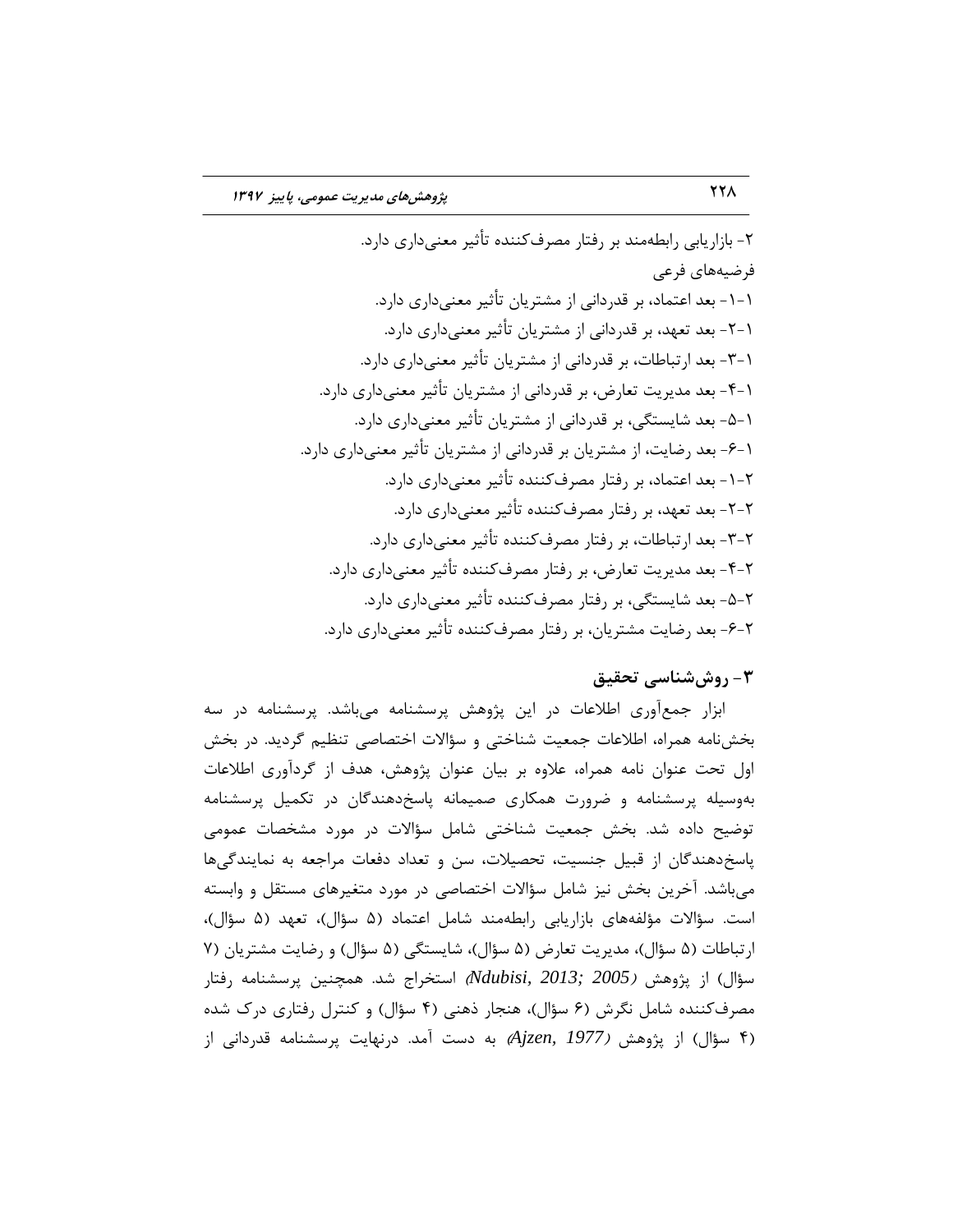۲- بازاریابی رابطه‌مند بر رفتار مصرف‌کننده تأثیر معنی‌داری دارد.

فرضیه‌های فرعی

۱-۱- بعد اعتماد، بر قدردانی از مشتریان تأثیر معنی‌داری دارد.

۱-۲- بعد تعهد، بر قدردانی از مشتریان تأثیر معنی‌داری دارد.

۱-۳- بعد ارتباطات، بر قدردانی از مشتریان تأثیر معنی‌داری دارد.

۱-۴- بعد مدیریت تعارض، بر قدردانی از مشتریان تأثیر معنی‌داری دارد.

۱-۵- بعد شایستگی، بر قدردانی از مشتریان تأثیر معنی‌داری دارد.

۱-۶- بعد رضایت، از مشتریان بر قدردانی از مشتریان تأثیر معنی‌داری دارد.

۲-۱- بعد اعتماد، بر رفتار مصرف‌کننده تأثیر معنی‌داری دارد.

۲-۲- بعد تعهد، بر رفتار مصرف‌کننده تأثیر معنی‌داری دارد.

۲-۳- بعد ارتباطات، بر رفتار مصرف‌کننده تأثیر معنی‌داری دارد.

۲-۴- بعد مدیریت تعارض، بر رفتار مصرف‌کننده تأثیر معنی‌داری دارد.

۲-۵- بعد شایستگی، بر رفتار مصرف‌کننده تأثیر معنی‌داری دارد.

۲-۶- بعد رضایت مشتریان، بر رفتار مصرف‌کننده تأثیر معنی‌داری دارد.

## ۳- روش‌شناسی تحقیق

ابزار جمع‌آوری اطلاعات در این پژوهش پرسشنامه می‌باشد. پرسشنامه در سه بخش‌نامه همراه، اطلاعات جمعیت شناختی و سؤالات اختصاصی تنظیم گردید. در بخش اول تحت عنوان نامه همراه، علاوه بر بیان عنوان پژوهش، هدف از گردآوری اطلاعات به‌وسیله پرسشنامه و ضرورت همکاری صمیمانه پاسخ‌دهندگان در تکمیل پرسشنامه توضیح داده شد. بخش جمعیت شناختی شامل سؤالات در مورد مشخصات عمومی پاسخ‌دهندگان از قبیل جنسیت، تحصیلات، سن و تعداد دفعات مراجعه به نمایندگی‌ها می‌باشد. آخرین بخش نیز شامل سؤالات اختصاصی در مورد متغیرهای مستقل و وابسته است. سؤالات مؤلفه‌های بازاریابی رابطه‌مند شامل اعتماد (۵ سؤال)، تعهد (۵ سؤال)، ارتباطات (۵ سؤال)، مدیریت تعارض (۵ سؤال)، شایستگی (۵ سؤال) و رضایت مشتریان (۷ سؤال) از پژوهش (*Ndubisi, 2013; 2005*) استخراج شد. همچنین پرسشنامه رفتار مصرف‌کننده شامل نگرش (۶ سؤال)، هنجار ذهنی (۴ سؤال) و کنترل رفتاری درک شده (۴ سؤال) از پژوهش (*Ajzen, 1977*) به دست آمد. درنهایت پرسشنامه قدردانی از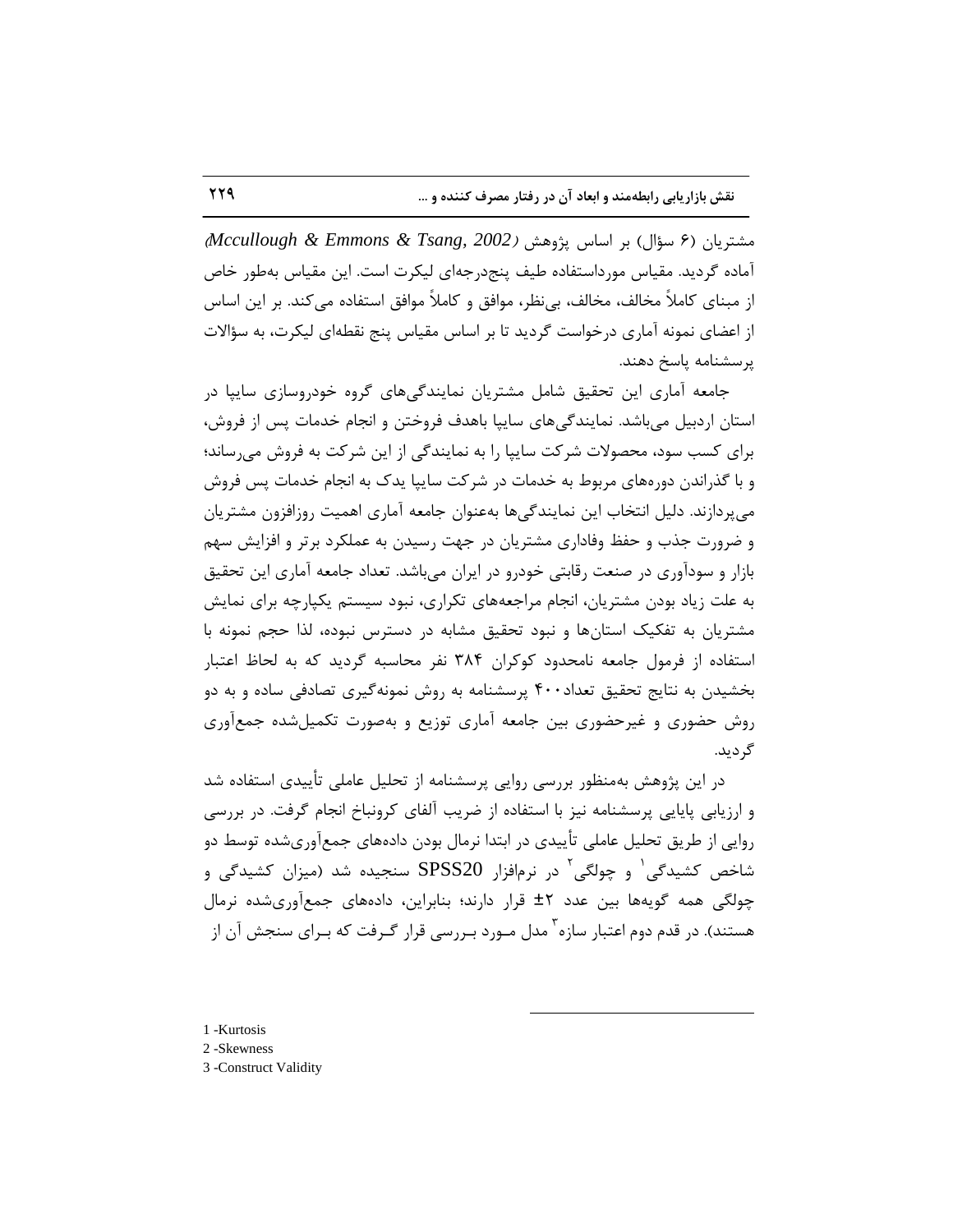مشتریان (۶ سؤال) بر اساس پژوهش (*Mccullough & Emmons & Tsang, 2002*) آماده گردید. مقیاس مورداستفاده طیف پنج‌درجه‌ای لیکرت است. این مقیاس به‌طور خاص از مبنای کاملاً مخالف، مخالف، بی‌نظر، موافق و کاملاً موافق استفاده می‌کند. بر این اساس از اعضای نمونه آماری درخواست گردید تا بر اساس مقیاس پنج نقطه‌ای لیکرت، به سؤالات پرسشنامه پاسخ دهند.

جامعه آماری این تحقیق شامل مشتریان نمایندگی‌های گروه خودروسازی سایپا در استان اردبیل می‌باشد. نمایندگی‌های سایپا باهدف فروختن و انجام خدمات پس از فروش، برای کسب سود، محصولات شرکت سایپا را به نمایندگی از این شرکت به فروش می‌رساند؛ و با گذراندن دوره‌های مربوط به خدمات در شرکت سایپا یدک به انجام خدمات پس فروش می‌پردازند. دلیل انتخاب این نمایندگی‌ها به‌عنوان جامعه آماری اهمیت روزافزون مشتریان و ضرورت جذب و حفظ وفاداری مشتریان در جهت رسیدن به عملکرد برتر و افزایش سهم بازار و سودآوری در صنعت رقابتی خودرو در ایران می‌باشد. تعداد جامعه آماری این تحقیق به علت زیاد بودن مشتریان، انجام مراجعه‌های تکراری، نبود سیستم یکپارچه برای نمایش مشتریان به تفکیک استان‌ها و نبود تحقیق مشابه در دسترس نبوده، لذا حجم نمونه با استفاده از فرمول جامعه نامحدود کوکران ۳۸۴ نفر محاسبه گردید که به لحاظ اعتبار بخشیدن به نتایج تحقیق تعداد۴۰۰ پرسشنامه به روش نمونه‌گیری تصادفی ساده و به دو روش حضوری و غیرحضوری بین جامعه آماری توزیع و به‌صورت تکمیل‌شده جمع‌آوری گردید.

در این پژوهش به‌منظور بررسی روایی پرسشنامه از تحلیل عاملی تأییدی استفاده شد و ارزیابی پایایی پرسشنامه نیز با استفاده از ضریب آلفای کرونباخ انجام گرفت. در بررسی روایی از طریق تحلیل عاملی تأییدی در ابتدا نرمال بودن داده‌های جمع‌آوری‌شده توسط دو شاخص کشیدگی[1] و چولگی[2] در نرم‌افزار SPSS20 سنجیده شد (میزان کشیدگی و چولگی همه گویه‌ها بین عدد ۲± قرار دارند؛ بنابراین، داده‌های جمع‌آوری‌شده نرمال هستند). در قدم دوم اعتبار سازه[3] مدل مورد بررسی قرار گرفت که برای سنجش آن از

1 -Kurtosis
2 -Skewness
3 -Construct Validity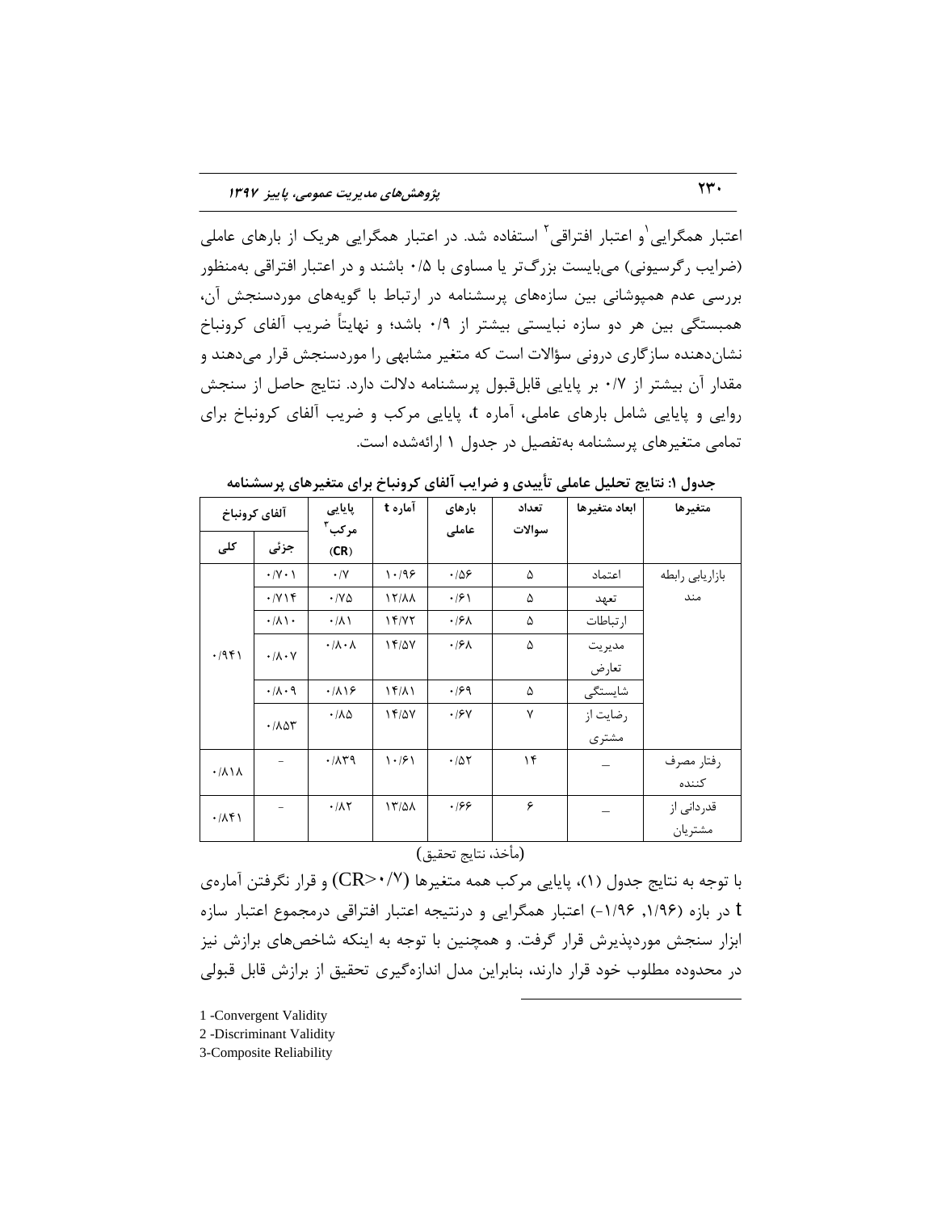اعتبار همگرایی[1] و اعتبار افتراقی[2] استفاده شد. در اعتبار همگرایی هریک از بارهای عاملی (ضرایب رگرسیونی) می‌بایست بزرگ‌تر یا مساوی با ۰/۵ باشند و در اعتبار افتراقی به‌منظور بررسی عدم همپوشانی بین سازه‌های پرسشنامه در ارتباط با گویه‌های موردسنجش آن، همبستگی بین هر دو سازه نبایستی بیشتر از ۰/۹ باشد؛ و نهایتاً ضریب آلفای کرونباخ نشان‌دهنده سازگاری درونی سؤالات است که متغیر مشابهی را موردسنجش قرار می‌دهند و مقدار آن بیشتر از ۰/۷ بر پایایی قابل‌قبول پرسشنامه دلالت دارد. نتایج حاصل از سنجش روایی و پایایی شامل بارهای عاملی، آماره t، پایایی مرکب و ضریب آلفای کرونباخ برای تمامی متغیرهای پرسشنامه به‌تفصیل در جدول ۱ ارائه‌شده است.

**جدول ۱: نتایج تحلیل عاملی تأییدی و ضرایب آلفای کرونباخ برای متغیرهای پرسشنامه**

| متغیرها | ابعاد متغیرها | تعداد سوالات | بارهای عاملی | آماره t | پایایی مرکب[3] (CR) | آلفای کرونباخ: جزئی | آلفای کرونباخ: کلی |
|---|---|---|---|---|---|---|---|
| بازاریابی رابطه مند | اعتماد | ۵ | ۰/۵۶ | ۱۰/۹۶ | ۰/۷ | ۰/۷۰۱ | ۰/۹۴۱ |
| | تعهد | ۵ | ۰/۶۱ | ۱۲/۸۸ | ۰/۷۵ | ۰/۷۱۴ | |
| | ارتباطات | ۵ | ۰/۶۸ | ۱۴/۷۲ | ۰/۸۱ | ۰/۸۱۰ | |
| | مدیریت تعارض | ۵ | ۰/۶۸ | ۱۴/۵۷ | ۰/۸۰۸ | ۰/۸۰۷ | |
| | شایستگی | ۵ | ۰/۶۹ | ۱۴/۸۱ | ۰/۸۱۶ | ۰/۸۰۹ | |
| | رضایت از مشتری | ۷ | ۰/۶۷ | ۱۴/۵۷ | ۰/۸۵ | ۰/۸۵۳ | |
| رفتار مصرف کننده | _ | ۱۴ | ۰/۵۲ | ۱۰/۶۱ | ۰/۸۳۹ | - | ۰/۸۱۸ |
| قدردانی از مشتریان | _ | ۶ | ۰/۶۶ | ۱۳/۵۸ | ۰/۸۲ | - | ۰/۸۴۱ |

(مأخذ، نتایج تحقیق)

با توجه به نتایج جدول (۱)، پایایی مرکب همه متغیرها ($CR>0/7$) و قرار نگرفتن آماره‌ی t در بازه (۱/۹۶, ۱/۹۶-) اعتبار همگرایی و درنتیجه اعتبار افتراقی درمجموع اعتبار سازه ابزار سنجش موردپذیرش قرار گرفت. و همچنین با توجه به اینکه شاخص‌های برازش نیز در محدوده مطلوب خود قرار دارند، بنابراین مدل اندازه‌گیری تحقیق از برازش قابل قبولی

---

1 -Convergent Validity

2 -Discriminant Validity

3-Composite Reliability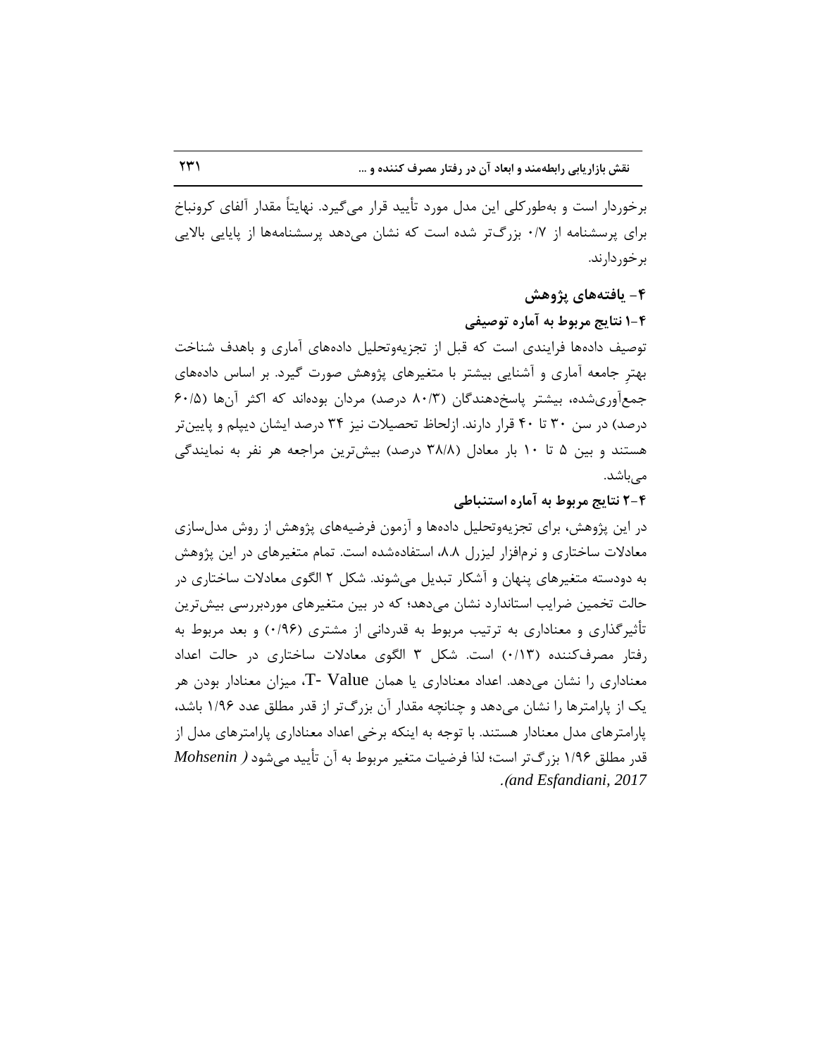برخوردار است و به‌طورکلی این مدل مورد تأیید قرار می‌گیرد. نهایتاً مقدار آلفای کرونباخ برای پرسشنامه از ۰/۷ بزرگ‌تر شده است که نشان می‌دهد پرسشنامه‌ها از پایایی بالایی برخوردارند.

## ۴- یافته‌های پژوهش

### ۴-۱ نتایج مربوط به آماره توصیفی

توصیف داده‌ها فرایندی است که قبل از تجزیه‌وتحلیل داده‌های آماری و باهدف شناخت بهترِ جامعه آماری و آشنایی بیشتر با متغیرهای پژوهش صورت گیرد. بر اساس داده‌های جمع‌آوری‌شده، بیشتر پاسخ‌دهندگان (۸۰/۳ درصد) مردان بوده‌اند که اکثر آن‌ها (۶۰/۵ درصد) در سن ۳۰ تا ۴۰ قرار دارند. ازلحاظ تحصیلات نیز ۳۴ درصد ایشان دیپلم و پایین‌تر هستند و بین ۵ تا ۱۰ بار معادل (۳۸/۸ درصد) بیش‌ترین مراجعه هر نفر به نمایندگی می‌باشد.

### ۴-۲ نتایج مربوط به آماره استنباطی

در این پژوهش، برای تجزیه‌وتحلیل داده‌ها و آزمون فرضیه‌های پژوهش از روش مدل‌سازی معادلات ساختاری و نرم‌افزار لیزرل ۸.۸، استفاده‌شده است. تمام متغیرهای در این پژوهش به دودسته متغیرهای پنهان و آشکار تبدیل می‌شوند. شکل ۲ الگوی معادلات ساختاری در حالت تخمین ضرایب استاندارد نشان می‌دهد؛ که در بین متغیرهای موردبررسی بیش‌ترین تأثیرگذاری و معناداری به ترتیب مربوط به قدردانی از مشتری (۰/۹۶) و بعد مربوط به رفتار مصرف‌کننده (۰/۱۳) است. شکل ۳ الگوی معادلات ساختاری در حالت اعداد معناداری را نشان می‌دهد. اعداد معناداری یا همان T- Value، میزان معنادار بودن هر یک از پارامترها را نشان می‌دهد و چنانچه مقدار آن بزرگ‌تر از قدر مطلق عدد ۱/۹۶ باشد، پارامترهای مدل معنادار هستند. با توجه به اینکه برخی اعداد معناداری پارامترهای مدل از قدر مطلق ۱/۹۶ بزرگ‌تر است؛ لذا فرضیات متغیر مربوط به آن تأیید می‌شود (*Mohsenin and Esfandiani, 2017*).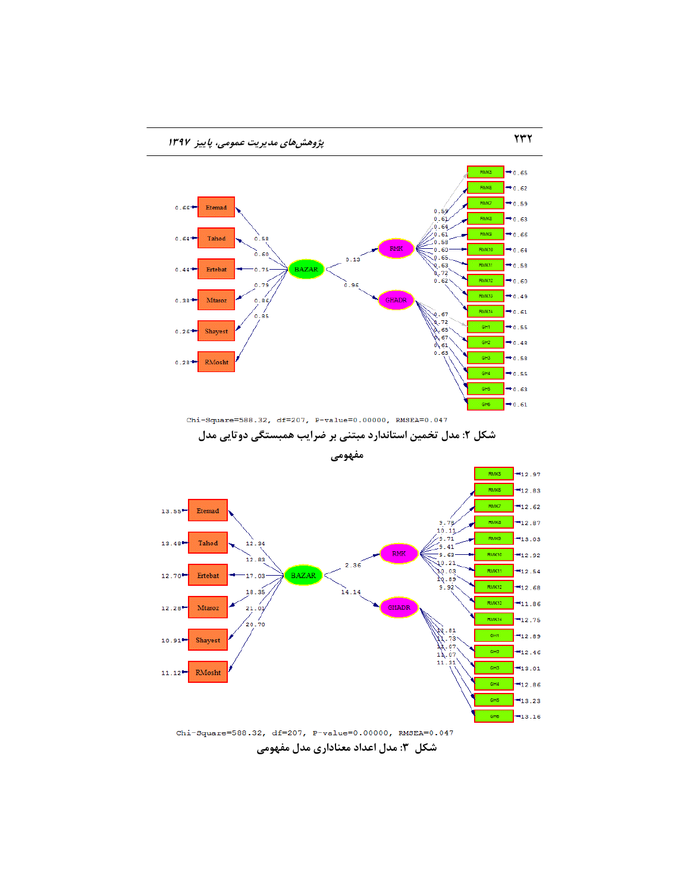Chi-Square=588.32, df=207, P-value=0.00000, RMSEA=0.047

شکل ۲: مدل تخمین استاندارد مبتنی بر ضرایب همبستگی دوتایی مدل مفهومی

Chi-Square=588.32, df=207, P-value=0.00000, RMSEA=0.047

شکل ۳: مدل اعداد معناداری مدل مفهومی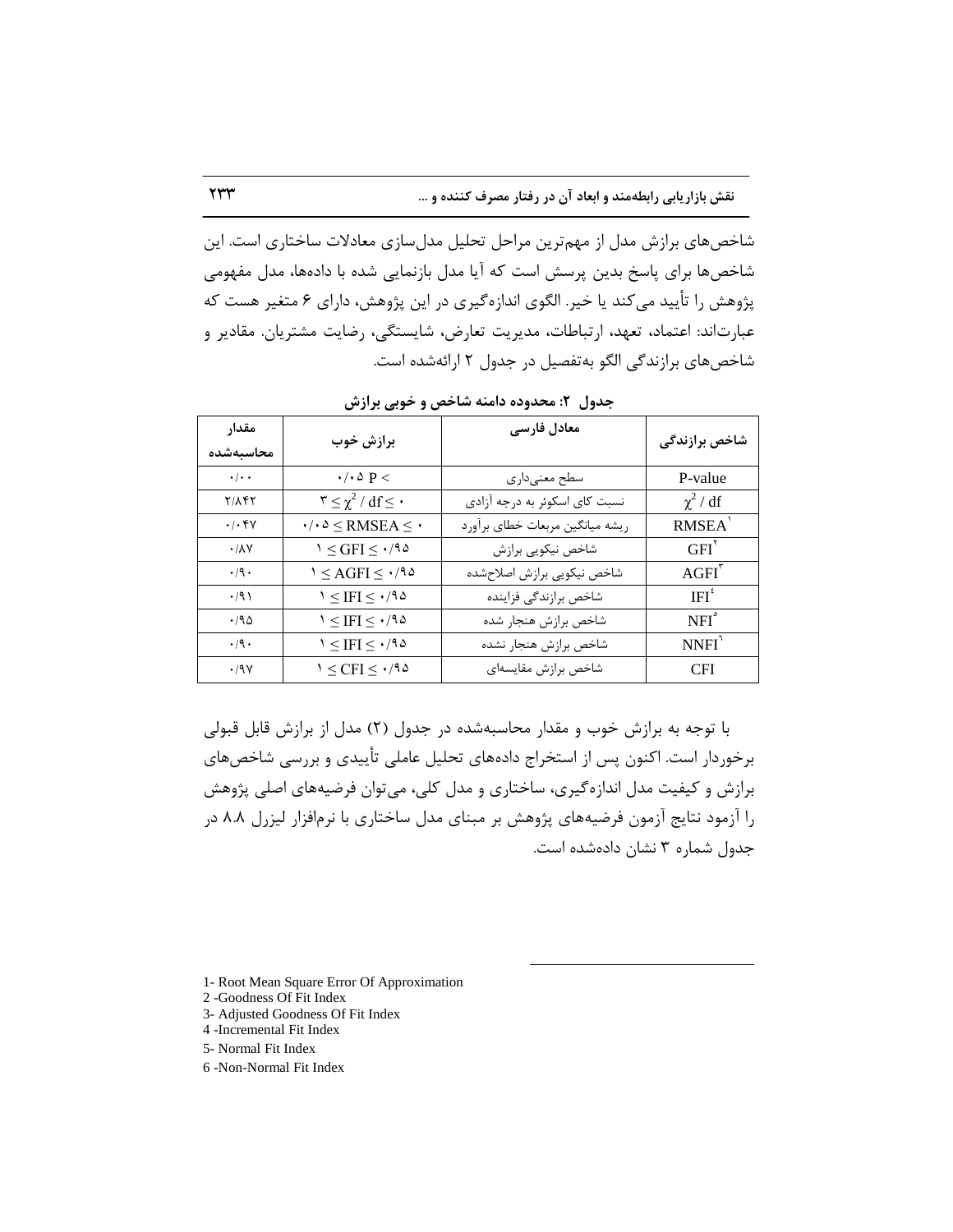شاخص‌های برازش مدل از مهم‌ترین مراحل تحلیل مدل‌سازی معادلات ساختاری است. این شاخص‌ها برای پاسخ بدین پرسش است که آیا مدل بازنمایی شده با داده‌ها، مدل مفهومی پژوهش را تأیید می‌کند یا خیر. الگوی اندازه‌گیری در این پژوهش، دارای ۶ متغیر هست که عبارت‌اند: اعتماد، تعهد، ارتباطات، مدیریت تعارض، شایستگی، رضایت مشتریان. مقادیر و شاخص‌های برازندگی الگو به‌تفصیل در جدول ۲ ارائه‌شده است.

**جدول ۲: محدوده دامنه شاخص و خوبی برازش**

| شاخص برازندگی | معادل فارسی | برازش خوب | مقدار محاسبه‌شده |
|---|---|---|---|
| P-value | سطح معنی‌داری | $۰/۰۵ \ P <$ | ۰/۰۰ |
| $\chi^2$ / df | نسبت کای اسکوئر به درجه آزادی | $۳ \leq \chi^2 / df \leq ۰$ | ۲/۸۴۲ |
| RMSEA[1] | ریشه میانگین مربعات خطای برآورد | $۰/۰۵ \leq RMSEA \leq ۰$ | ۰/۰۴۷ |
| GFI[2] | شاخص نیکویی برازش | $۱ \leq GFI \leq ۰/۹۵$ | ۰/۸۷ |
| AGFI[3] | شاخص نیکویی برازش اصلاح‌شده | $۱ \leq AGFI \leq ۰/۹۵$ | ۰/۹۰ |
| IFI[4] | شاخص برازندگی فزاینده | $۱ \leq IFI \leq ۰/۹۵$ | ۰/۹۱ |
| NFI[5] | شاخص برازش هنجار شده | $۱ \leq IFI \leq ۰/۹۵$ | ۰/۹۵ |
| NNFI[6] | شاخص برازش هنجار نشده | $۱ \leq IFI \leq ۰/۹۵$ | ۰/۹۰ |
| CFI | شاخص برازش مقایسه‌ای | $۱ \leq CFI \leq ۰/۹۵$ | ۰/۹۷ |

با توجه به برازش خوب و مقدار محاسبه‌شده در جدول (۲) مدل از برازش قابل قبولی برخوردار است. اکنون پس از استخراج داده‌های تحلیل عاملی تأییدی و بررسی شاخص‌های برازش و کیفیت مدل اندازه‌گیری، ساختاری و مدل کلی، می‌توان فرضیه‌های اصلی پژوهش را آزمود نتایج آزمون فرضیه‌های پژوهش بر مبنای مدل ساختاری با نرم‌افزار لیزرل ۸.۸ در جدول شماره ۳ نشان داده‌شده است.

---

1- Root Mean Square Error Of Approximation

2 -Goodness Of Fit Index

3- Adjusted Goodness Of Fit Index

4 -Incremental Fit Index

5- Normal Fit Index

6 -Non-Normal Fit Index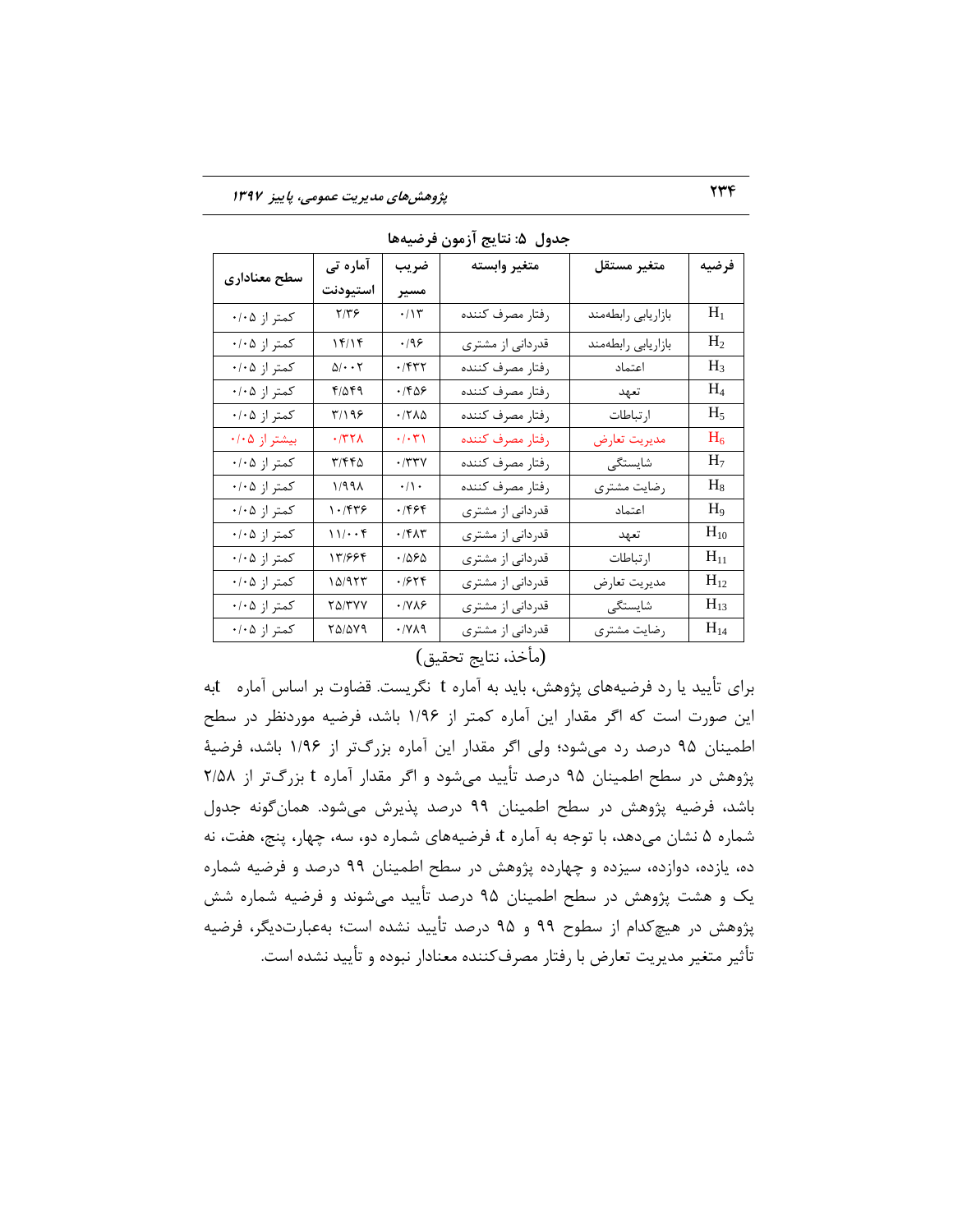**جدول ۵: نتایج آزمون فرضیه‌ها**

| فرضیه | متغیر مستقل | متغیر وابسته | ضریب مسیر | آماره تی استیودنت | سطح معناداری |
|---|---|---|---|---|---|
| $H_1$ | بازاریابی رابطه‌مند | رفتار مصرف کننده | ۰/۱۳ | ۲/۳۶ | کمتر از ۰/۰۵ |
| $H_2$ | بازاریابی رابطه‌مند | قدردانی از مشتری | ۰/۹۶ | ۱۴/۱۴ | کمتر از ۰/۰۵ |
| $H_3$ | اعتماد | رفتار مصرف کننده | ۰/۴۳۲ | ۵/۰۰۲ | کمتر از ۰/۰۵ |
| $H_4$ | تعهد | رفتار مصرف کننده | ۰/۴۵۶ | ۴/۵۴۹ | کمتر از ۰/۰۵ |
| $H_5$ | ارتباطات | رفتار مصرف کننده | ۰/۲۸۵ | ۳/۱۹۶ | کمتر از ۰/۰۵ |
| $H_6$ | مدیریت تعارض | رفتار مصرف کننده | ۰/۰۳۱ | ۰/۳۲۸ | بیشتر از ۰/۰۵ |
| $H_7$ | شایستگی | رفتار مصرف کننده | ۰/۳۳۷ | ۳/۴۴۵ | کمتر از ۰/۰۵ |
| $H_8$ | رضایت مشتری | رفتار مصرف کننده | ۰/۱۰ | ۱/۹۹۸ | کمتر از ۰/۰۵ |
| $H_9$ | اعتماد | قدردانی از مشتری | ۰/۴۶۴ | ۱۰/۴۳۶ | کمتر از ۰/۰۵ |
| $H_{10}$ | تعهد | قدردانی از مشتری | ۰/۴۸۳ | ۱۱/۰۰۴ | کمتر از ۰/۰۵ |
| $H_{11}$ | ارتباطات | قدردانی از مشتری | ۰/۵۶۵ | ۱۳/۶۶۴ | کمتر از ۰/۰۵ |
| $H_{12}$ | مدیریت تعارض | قدردانی از مشتری | ۰/۶۲۴ | ۱۵/۹۲۳ | کمتر از ۰/۰۵ |
| $H_{13}$ | شایستگی | قدردانی از مشتری | ۰/۷۸۶ | ۲۵/۳۷۷ | کمتر از ۰/۰۵ |
| $H_{14}$ | رضایت مشتری | قدردانی از مشتری | ۰/۷۸۹ | ۲۵/۵۷۹ | کمتر از ۰/۰۵ |

(مأخذ، نتایج تحقیق)

برای تأیید یا رد فرضیه‌های پژوهش، باید به آماره t نگریست. قضاوت بر اساس آماره t به این صورت است که اگر مقدار این آماره کمتر از ۱/۹۶ باشد، فرضیه موردنظر در سطح اطمینان ۹۵ درصد رد می‌شود؛ ولی اگر مقدار این آماره بزرگ‌تر از ۱/۹۶ باشد، فرضیهٔ پژوهش در سطح اطمینان ۹۵ درصد تأیید می‌شود و اگر مقدار آماره t بزرگ‌تر از ۲/۵۸ باشد، فرضیه پژوهش در سطح اطمینان ۹۹ درصد پذیرش می‌شود. همان‌گونه جدول شماره ۵ نشان می‌دهد، با توجه به آماره t، فرضیه‌های شماره دو، سه، چهار، پنج، هفت، نه ده، یازده، دوازده، سیزده و چهارده پژوهش در سطح اطمینان ۹۹ درصد و فرضیه شماره یک و هشت پژوهش در سطح اطمینان ۹۵ درصد تأیید می‌شوند و فرضیه شماره شش پژوهش در هیچ‌کدام از سطوح ۹۹ و ۹۵ درصد تأیید نشده است؛ به‌عبارت‌دیگر، فرضیه تأثیر متغیر مدیریت تعارض با رفتار مصرف‌کننده معنادار نبوده و تأیید نشده است.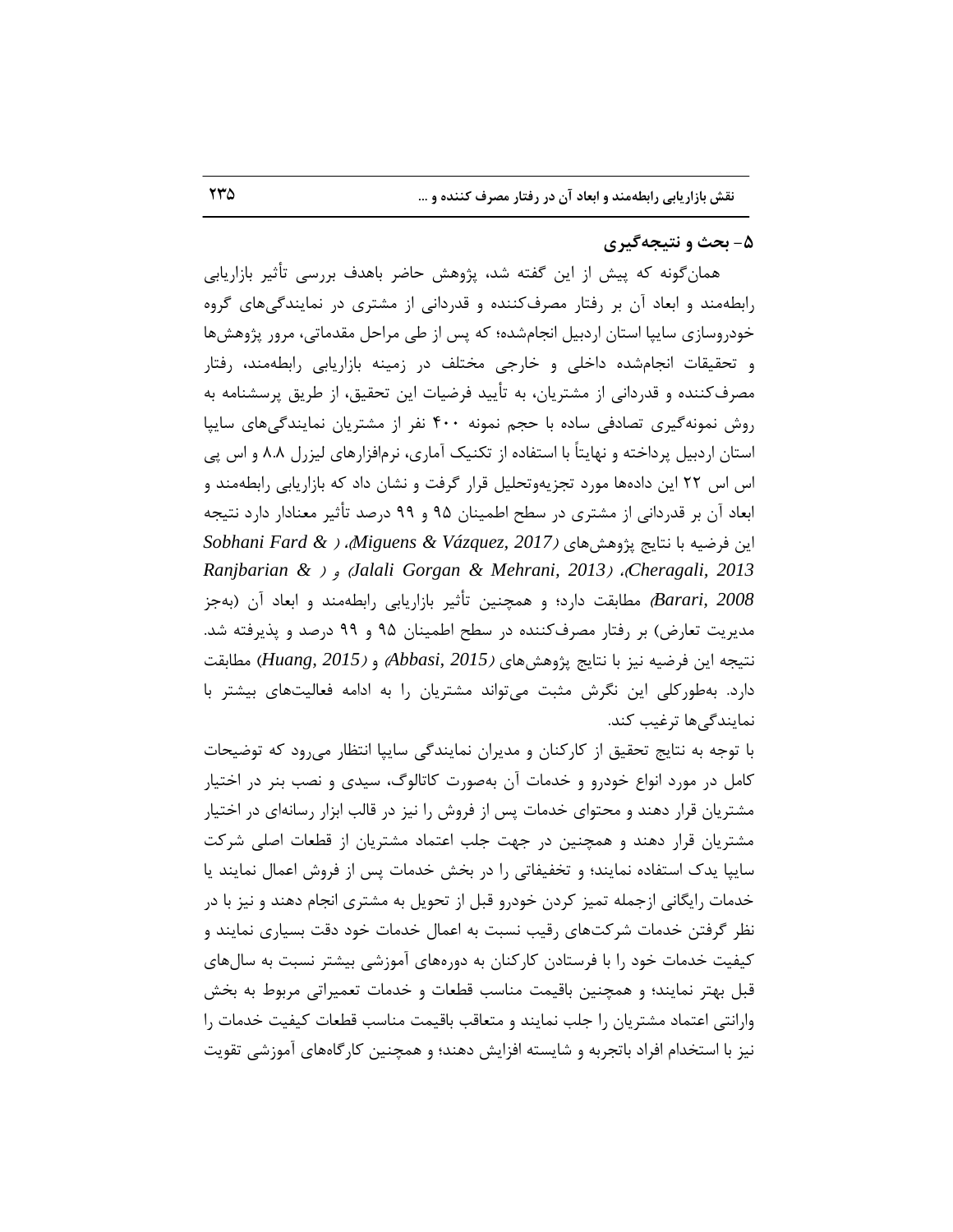## ۵- بحث و نتیجه‌گیری

همان‌گونه که پیش از این گفته شد، پژوهش حاضر باهدف بررسی تأثیر بازاریابی رابطه‌مند و ابعاد آن بر رفتار مصرف‌کننده و قدردانی از مشتری در نمایندگی‌های گروه خودروسازی سایپا استان اردبیل انجام‌شده؛ که پس از طی مراحل مقدماتی، مرور پژوهش‌ها و تحقیقات انجام‌شده داخلی و خارجی مختلف در زمینه بازاریابی رابطه‌مند، رفتار مصرف‌کننده و قدردانی از مشتریان، به تأیید فرضیات این تحقیق، از طریق پرسشنامه به روش نمونه‌گیری تصادفی ساده با حجم نمونه ۴۰۰ نفر از مشتریان نمایندگی‌های سایپا استان اردبیل پرداخته و نهایتاً با استفاده از تکنیک آماری، نرم‌افزارهای لیزرل ۸.۸ و اس پی اس اس ۲۲ این داده‌ها مورد تجزیه‌وتحلیل قرار گرفت و نشان داد که بازاریابی رابطه‌مند و ابعاد آن بر قدردانی از مشتری در سطح اطمینان ۹۵ و ۹۹ درصد تأثیر معنادار دارد نتیجه این فرضیه با نتایج پژوهش‌های (*Miguens & Vázquez, 2017*)، (*Sobhani Fard & Cheragali, 2013*)، (*Jalali Gorgan & Mehrani, 2013*) و (*Ranjbarian & Barari, 2008*) مطابقت دارد؛ و همچنین تأثیر بازاریابی رابطه‌مند و ابعاد آن (به‌جز مدیریت تعارض) بر رفتار مصرف‌کننده در سطح اطمینان ۹۵ و ۹۹ درصد و پذیرفته شد. نتیجه این فرضیه نیز با نتایج پژوهش‌های (*Abbasi, 2015*) و (*Huang, 2015*) مطابقت دارد. به‌طورکلی این نگرش مثبت می‌تواند مشتریان را به ادامه فعالیت‌های بیشتر با نمایندگی‌ها ترغیب کند.

با توجه به نتایج تحقیق از کارکنان و مدیران نمایندگی سایپا انتظار می‌رود که توضیحات کامل در مورد انواع خودرو و خدمات آن به‌صورت کاتالوگ، سیدی و نصب بنر در اختیار مشتریان قرار دهند و محتوای خدمات پس از فروش را نیز در قالب ابزار رسانه‌ای در اختیار مشتریان قرار دهند و همچنین در جهت جلب اعتماد مشتریان از قطعات اصلی شرکت سایپا یدک استفاده نمایند؛ و تخفیفاتی را در بخش خدمات پس از فروش اعمال نمایند یا خدمات رایگانی ازجمله تمیز کردن خودرو قبل از تحویل به مشتری انجام دهند و نیز با در نظر گرفتن خدمات شرکت‌های رقیب نسبت به اعمال خدمات خود دقت بسیاری نمایند و کیفیت خدمات خود را با فرستادن کارکنان به دوره‌های آموزشی بیشتر نسبت به سال‌های قبل بهتر نمایند؛ و همچنین باقیمت مناسب قطعات و خدمات تعمیراتی مربوط به بخش وارانتی اعتماد مشتریان را جلب نمایند و متعاقب باقیمت مناسب قطعات کیفیت خدمات را نیز با استخدام افراد باتجربه و شایسته افزایش دهند؛ و همچنین کارگاه‌های آموزشی تقویت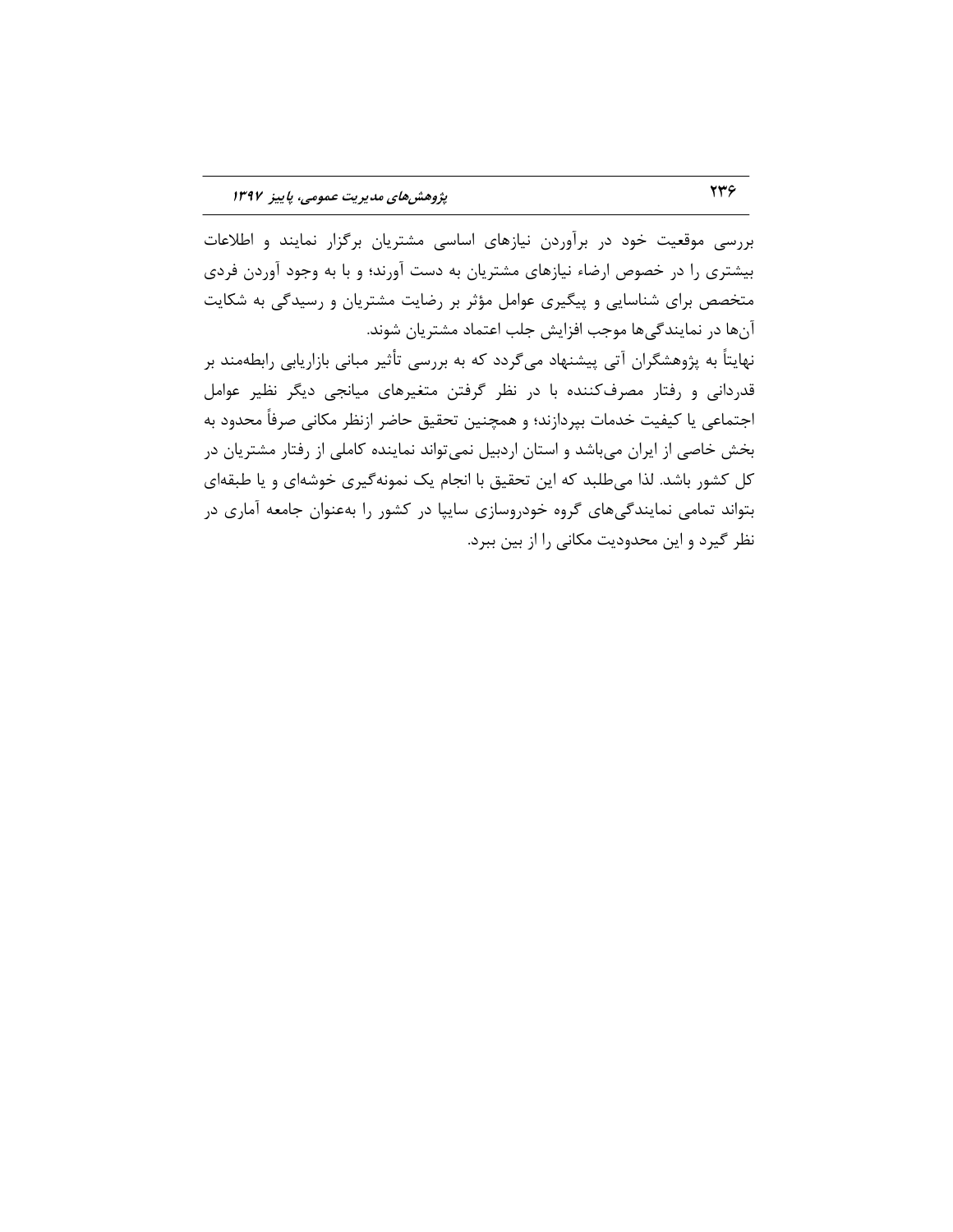بررسی موقعیت خود در برآوردن نیازهای اساسی مشتریان برگزار نمایند و اطلاعات بیشتری را در خصوص ارضاء نیازهای مشتریان به دست آورند؛ و با به وجود آوردن فردی متخصص برای شناسایی و پیگیری عوامل مؤثر بر رضایت مشتریان و رسیدگی به شکایت آن‌ها در نمایندگی‌ها موجب افزایش جلب اعتماد مشتریان شوند.

نهایتاً به پژوهشگران آتی پیشنهاد می‌گردد که به بررسی تأثیر مبانی بازاریابی رابطه‌مند بر قدردانی و رفتار مصرف‌کننده با در نظر گرفتن متغیرهای میانجی دیگر نظیر عوامل اجتماعی یا کیفیت خدمات بپردازند؛ و همچنین تحقیق حاضر ازنظر مکانی صرفاً محدود به بخش خاصی از ایران می‌باشد و استان اردبیل نمی‌تواند نماینده کاملی از رفتار مشتریان در کل کشور باشد. لذا می‌طلبد که این تحقیق با انجام یک نمونه‌گیری خوشه‌ای و یا طبقه‌ای بتواند تمامی نمایندگی‌های گروه خودروسازی سایپا در کشور را به‌عنوان جامعه آماری در نظر گیرد و این محدودیت مکانی را از بین ببرد.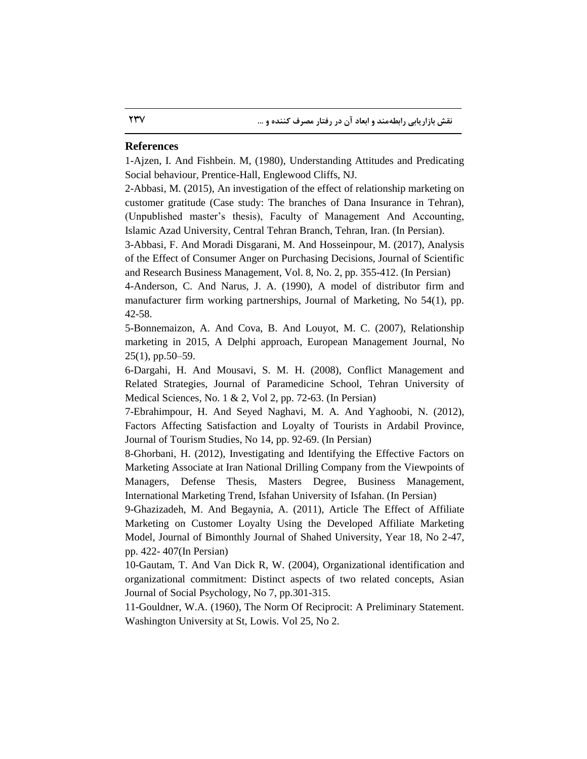## References

1-Ajzen, I. And Fishbein. M, (1980), Understanding Attitudes and Predicating Social behaviour, Prentice-Hall, Englewood Cliffs, NJ.

2-Abbasi, M. (2015), An investigation of the effect of relationship marketing on customer gratitude (Case study: The branches of Dana Insurance in Tehran), (Unpublished master's thesis), Faculty of Management And Accounting, Islamic Azad University, Central Tehran Branch, Tehran, Iran. (In Persian).

3-Abbasi, F. And Moradi Disgarani, M. And Hosseinpour, M. (2017), Analysis of the Effect of Consumer Anger on Purchasing Decisions, Journal of Scientific and Research Business Management, Vol. 8, No. 2, pp. 355-412. (In Persian)

4-Anderson, C. And Narus, J. A. (1990), A model of distributor firm and manufacturer firm working partnerships, Journal of Marketing, No 54(1), pp. 42-58.

5-Bonnemaizon, A. And Cova, B. And Louyot, M. C. (2007), Relationship marketing in 2015, A Delphi approach, European Management Journal, No 25(1), pp.50–59.

6-Dargahi, H. And Mousavi, S. M. H. (2008), Conflict Management and Related Strategies, Journal of Paramedicine School, Tehran University of Medical Sciences, No. 1 & 2, Vol 2, pp. 72-63. (In Persian)

7-Ebrahimpour, H. And Seyed Naghavi, M. A. And Yaghoobi, N. (2012), Factors Affecting Satisfaction and Loyalty of Tourists in Ardabil Province, Journal of Tourism Studies, No 14, pp. 92-69. (In Persian)

8-Ghorbani, H. (2012), Investigating and Identifying the Effective Factors on Marketing Associate at Iran National Drilling Company from the Viewpoints of Managers, Defense Thesis, Masters Degree, Business Management, International Marketing Trend, Isfahan University of Isfahan. (In Persian)

9-Ghazizadeh, M. And Begaynia, A. (2011), Article The Effect of Affiliate Marketing on Customer Loyalty Using the Developed Affiliate Marketing Model, Journal of Bimonthly Journal of Shahed University, Year 18, No 2-47, pp. 422- 407(In Persian)

10-Gautam, T. And Van Dick R, W. (2004), Organizational identification and organizational commitment: Distinct aspects of two related concepts, Asian Journal of Social Psychology, No 7, pp.301-315.

11-Gouldner, W.A. (1960), The Norm Of Reciprocit: A Preliminary Statement. Washington University at St, Lowis. Vol 25, No 2.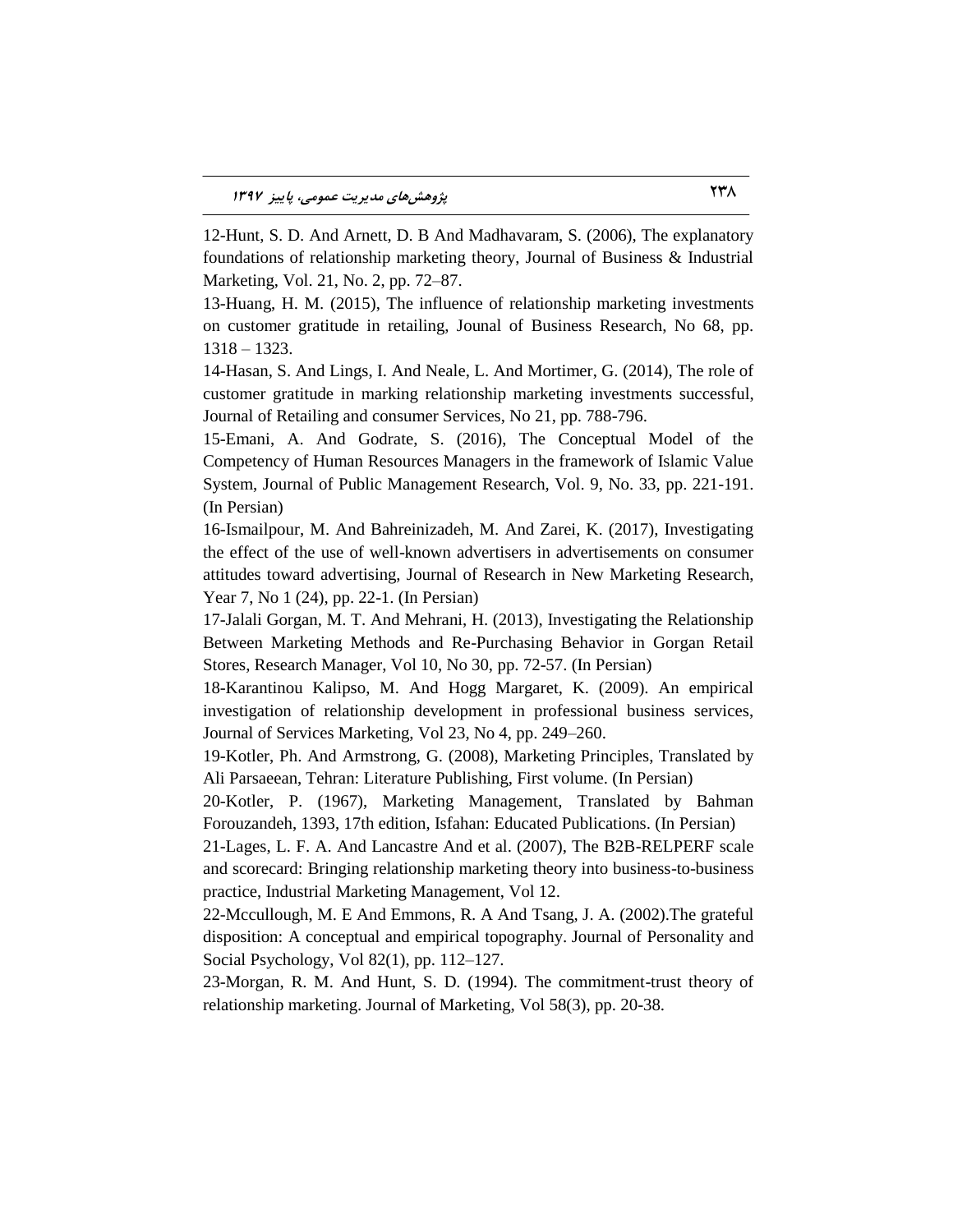12-Hunt, S. D. And Arnett, D. B And Madhavaram, S. (2006), The explanatory foundations of relationship marketing theory, Journal of Business & Industrial Marketing, Vol. 21, No. 2, pp. 72–87.

13-Huang, H. M. (2015), The influence of relationship marketing investments on customer gratitude in retailing, Jounal of Business Research, No 68, pp. 1318 – 1323.

14-Hasan, S. And Lings, I. And Neale, L. And Mortimer, G. (2014), The role of customer gratitude in marking relationship marketing investments successful, Journal of Retailing and consumer Services, No 21, pp. 788-796.

15-Emani, A. And Godrate, S. (2016), The Conceptual Model of the Competency of Human Resources Managers in the framework of Islamic Value System, Journal of Public Management Research, Vol. 9, No. 33, pp. 221-191. (In Persian)

16-Ismailpour, M. And Bahreinizadeh, M. And Zarei, K. (2017), Investigating the effect of the use of well-known advertisers in advertisements on consumer attitudes toward advertising, Journal of Research in New Marketing Research, Year 7, No 1 (24), pp. 22-1. (In Persian)

17-Jalali Gorgan, M. T. And Mehrani, H. (2013), Investigating the Relationship Between Marketing Methods and Re-Purchasing Behavior in Gorgan Retail Stores, Research Manager, Vol 10, No 30, pp. 72-57. (In Persian)

18-Karantinou Kalipso, M. And Hogg Margaret, K. (2009). An empirical investigation of relationship development in professional business services, Journal of Services Marketing, Vol 23, No 4, pp. 249–260.

19-Kotler, Ph. And Armstrong, G. (2008), Marketing Principles, Translated by Ali Parsaeean, Tehran: Literature Publishing, First volume. (In Persian)

20-Kotler, P. (1967), Marketing Management, Translated by Bahman Forouzandeh, 1393, 17th edition, Isfahan: Educated Publications. (In Persian)

21-Lages, L. F. A. And Lancastre And et al. (2007), The B2B-RELPERF scale and scorecard: Bringing relationship marketing theory into business-to-business practice, Industrial Marketing Management, Vol 12.

22-Mccullough, M. E And Emmons, R. A And Tsang, J. A. (2002).The grateful disposition: A conceptual and empirical topography. Journal of Personality and Social Psychology, Vol 82(1), pp. 112–127.

23-Morgan, R. M. And Hunt, S. D. (1994). The commitment-trust theory of relationship marketing. Journal of Marketing, Vol 58(3), pp. 20-38.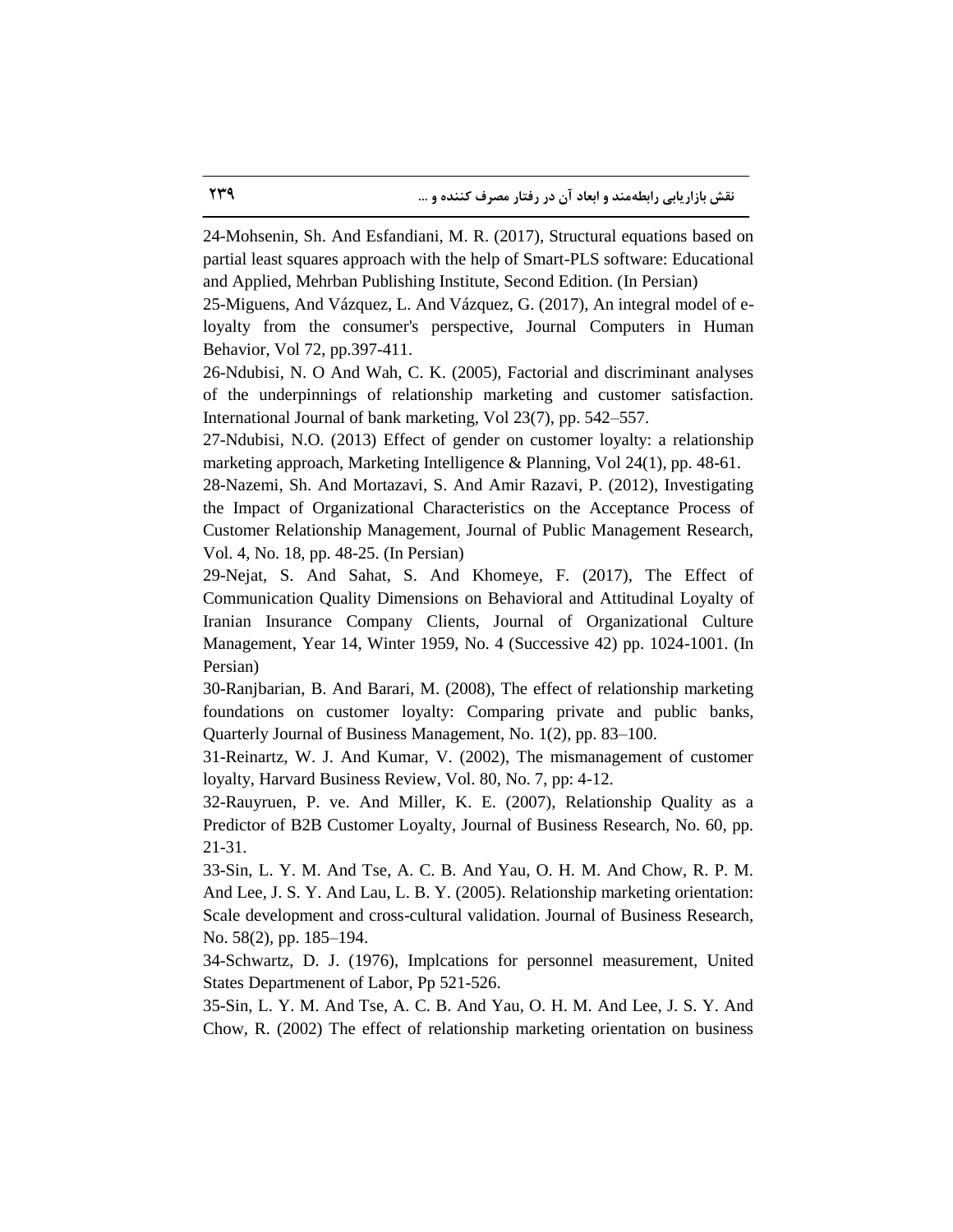24-Mohsenin, Sh. And Esfandiani, M. R. (2017), Structural equations based on partial least squares approach with the help of Smart-PLS software: Educational and Applied, Mehrban Publishing Institute, Second Edition. (In Persian)

25-Miguens, And Vázquez, L. And Vázquez, G. (2017), An integral model of e-loyalty from the consumer's perspective, Journal Computers in Human Behavior, Vol 72, pp.397-411.

26-Ndubisi, N. O And Wah, C. K. (2005), Factorial and discriminant analyses of the underpinnings of relationship marketing and customer satisfaction. International Journal of bank marketing, Vol 23(7), pp. 542–557.

27-Ndubisi, N.O. (2013) Effect of gender on customer loyalty: a relationship marketing approach, Marketing Intelligence & Planning, Vol 24(1), pp. 48-61.

28-Nazemi, Sh. And Mortazavi, S. And Amir Razavi, P. (2012), Investigating the Impact of Organizational Characteristics on the Acceptance Process of Customer Relationship Management, Journal of Public Management Research, Vol. 4, No. 18, pp. 48-25. (In Persian)

29-Nejat, S. And Sahat, S. And Khomeye, F. (2017), The Effect of Communication Quality Dimensions on Behavioral and Attitudinal Loyalty of Iranian Insurance Company Clients, Journal of Organizational Culture Management, Year 14, Winter 1959, No. 4 (Successive 42) pp. 1024-1001. (In Persian)

30-Ranjbarian, B. And Barari, M. (2008), The effect of relationship marketing foundations on customer loyalty: Comparing private and public banks, Quarterly Journal of Business Management, No. 1(2), pp. 83–100.

31-Reinartz, W. J. And Kumar, V. (2002), The mismanagement of customer loyalty, Harvard Business Review, Vol. 80, No. 7, pp: 4-12.

32-Rauyruen, P. ve. And Miller, K. E. (2007), Relationship Quality as a Predictor of B2B Customer Loyalty, Journal of Business Research, No. 60, pp. 21-31.

33-Sin, L. Y. M. And Tse, A. C. B. And Yau, O. H. M. And Chow, R. P. M. And Lee, J. S. Y. And Lau, L. B. Y. (2005). Relationship marketing orientation: Scale development and cross-cultural validation. Journal of Business Research, No. 58(2), pp. 185–194.

34-Schwartz, D. J. (1976), Implcations for personnel measurement, United States Departmenent of Labor, Pp 521-526.

35-Sin, L. Y. M. And Tse, A. C. B. And Yau, O. H. M. And Lee, J. S. Y. And Chow, R. (2002) The effect of relationship marketing orientation on business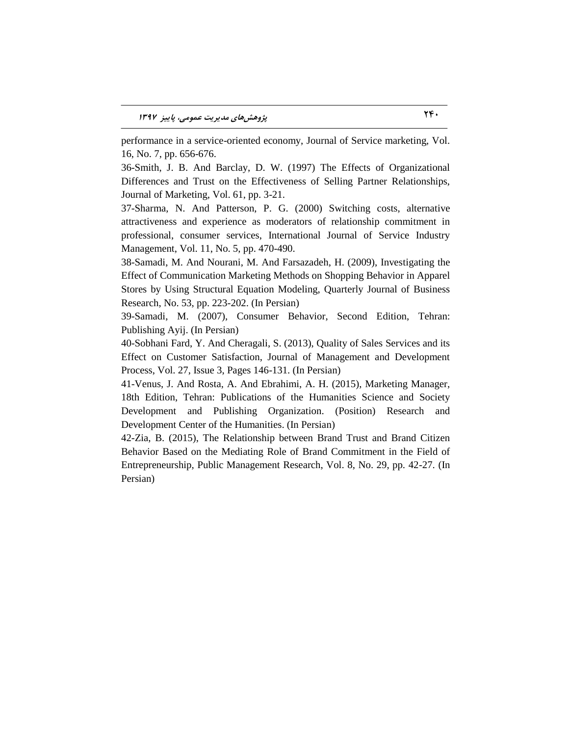performance in a service-oriented economy, Journal of Service marketing, Vol. 16, No. 7, pp. 656-676.

36-Smith, J. B. And Barclay, D. W. (1997) The Effects of Organizational Differences and Trust on the Effectiveness of Selling Partner Relationships, Journal of Marketing, Vol. 61, pp. 3-21.

37-Sharma, N. And Patterson, P. G. (2000) Switching costs, alternative attractiveness and experience as moderators of relationship commitment in professional, consumer services, International Journal of Service Industry Management, Vol. 11, No. 5, pp. 470-490.

38-Samadi, M. And Nourani, M. And Farsazadeh, H. (2009), Investigating the Effect of Communication Marketing Methods on Shopping Behavior in Apparel Stores by Using Structural Equation Modeling, Quarterly Journal of Business Research, No. 53, pp. 223-202. (In Persian)

39-Samadi, M. (2007), Consumer Behavior, Second Edition, Tehran: Publishing Ayij. (In Persian)

40-Sobhani Fard, Y. And Cheragali, S. (2013), Quality of Sales Services and its Effect on Customer Satisfaction, Journal of Management and Development Process, Vol. 27, Issue 3, Pages 146-131. (In Persian)

41-Venus, J. And Rosta, A. And Ebrahimi, A. H. (2015), Marketing Manager, 18th Edition, Tehran: Publications of the Humanities Science and Society Development and Publishing Organization. (Position) Research and Development Center of the Humanities. (In Persian)

42-Zia, B. (2015), The Relationship between Brand Trust and Brand Citizen Behavior Based on the Mediating Role of Brand Commitment in the Field of Entrepreneurship, Public Management Research, Vol. 8, No. 29, pp. 42-27. (In Persian)